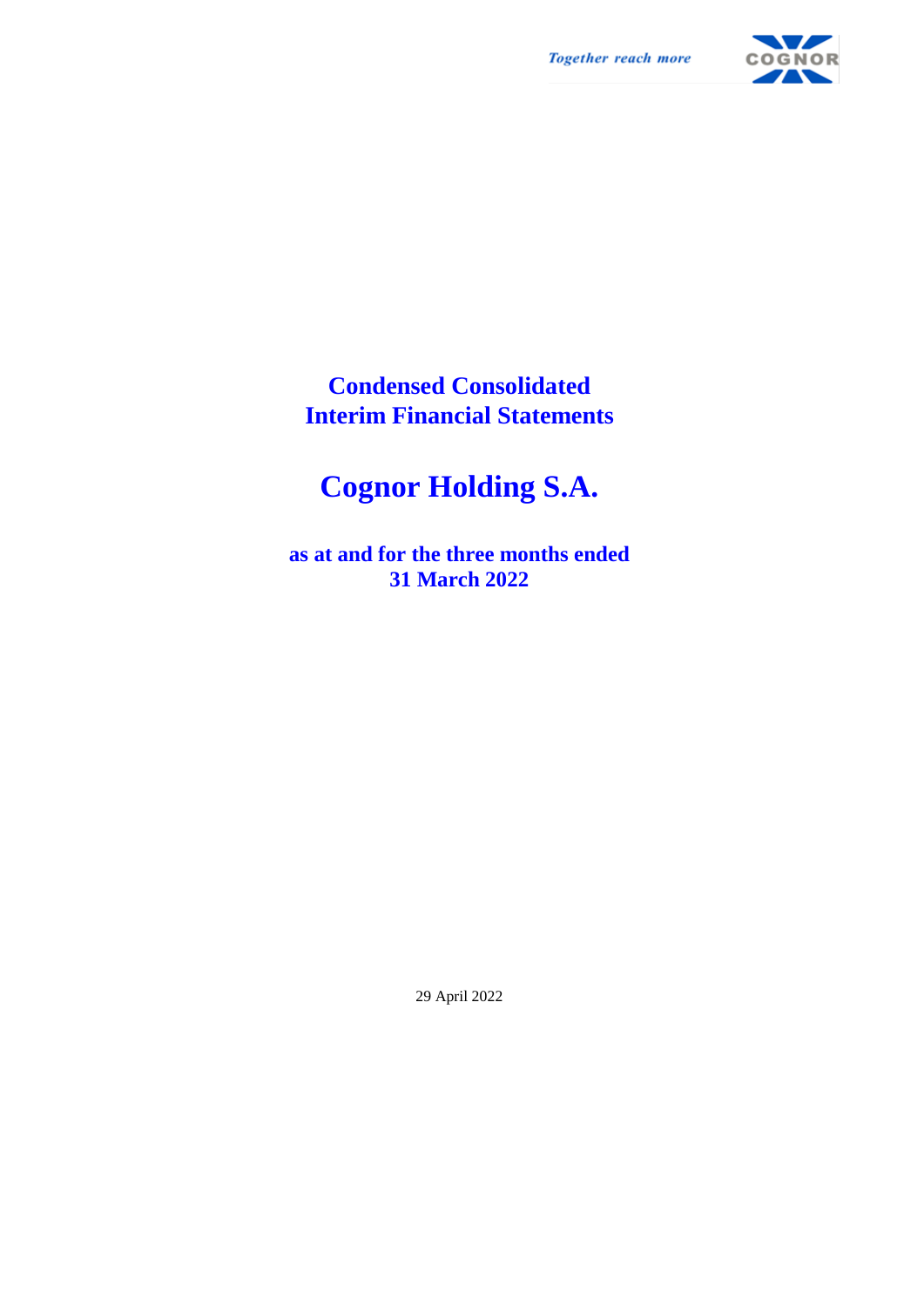*Together reach more*

COGNOR

# Condensed Consolidated Interim Financial Statements

# Cognor Holding S.A.

## as at and for the three months ended 31 March 2022

29 April 2022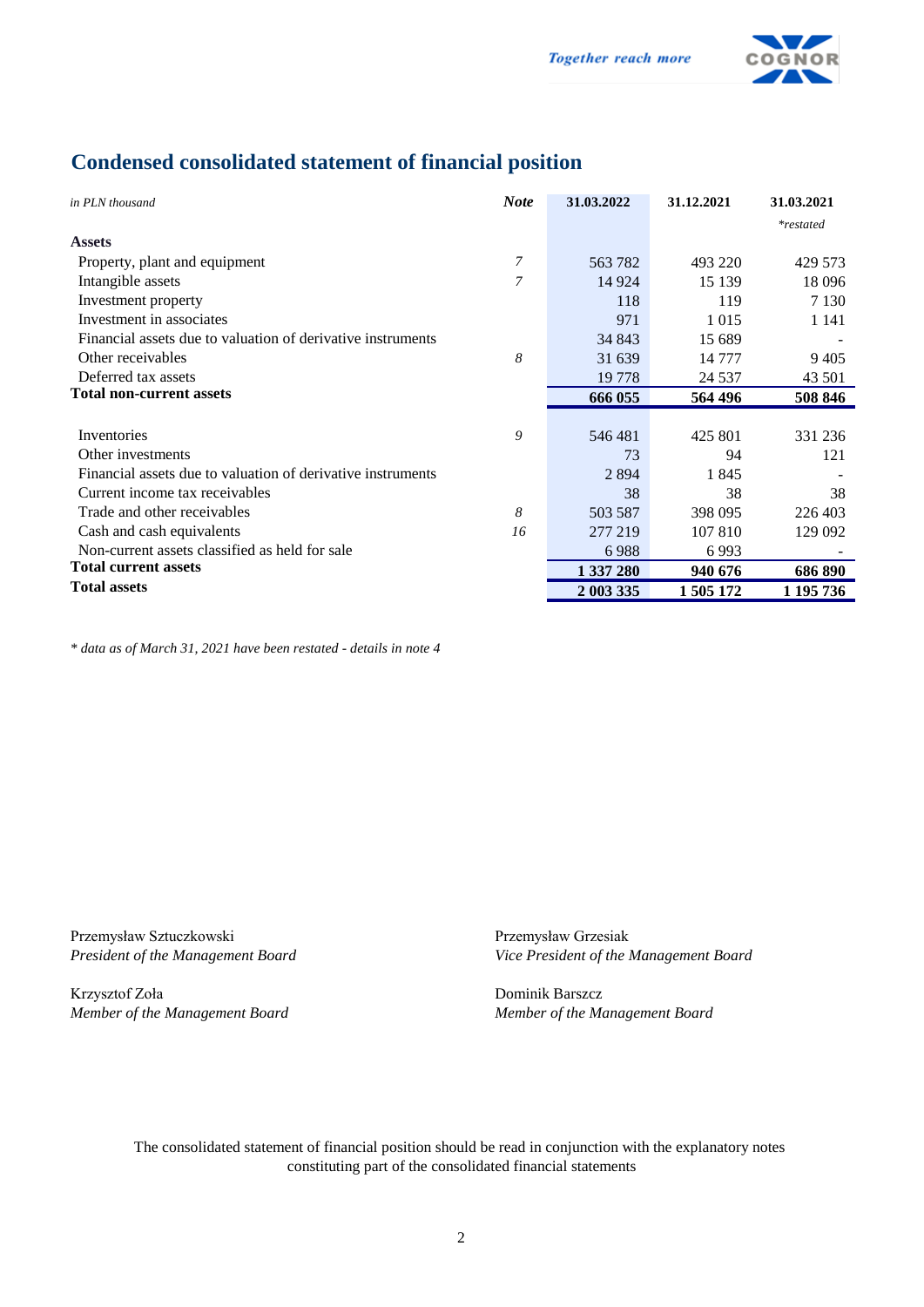# Condensed consolidated statement of financial position

| *in PLN thousand* | *Note* | 31.03.2022 | 31.12.2021 | 31.03.2021 *\*restated* |
|---|---|---|---|---|
| **Assets** | | | | |
| Property, plant and equipment | 7 | 563 782 | 493 220 | 429 573 |
| Intangible assets | 7 | 14 924 | 15 139 | 18 096 |
| Investment property | | 118 | 119 | 7 130 |
| Investment in associates | | 971 | 1 015 | 1 141 |
| Financial assets due to valuation of derivative instruments | | 34 843 | 15 689 | - |
| Other receivables | 8 | 31 639 | 14 777 | 9 405 |
| Deferred tax assets | | 19 778 | 24 537 | 43 501 |
| **Total non-current assets** | | **666 055** | **564 496** | **508 846** |
| | | | | |
| Inventories | 9 | 546 481 | 425 801 | 331 236 |
| Other investments | | 73 | 94 | 121 |
| Financial assets due to valuation of derivative instruments | | 2 894 | 1 845 | - |
| Current income tax receivables | | 38 | 38 | 38 |
| Trade and other receivables | 8 | 503 587 | 398 095 | 226 403 |
| Cash and cash equivalents | 16 | 277 219 | 107 810 | 129 092 |
| Non-current assets classified as held for sale | | 6 988 | 6 993 | - |
| **Total current assets** | | **1 337 280** | **940 676** | **686 890** |
| **Total assets** | | **2 003 335** | **1 505 172** | **1 195 736** |

*\* data as of March 31, 2021 have been restated - details in note 4*

Przemysław Sztuczkowski
*President of the Management Board*

Przemysław Grzesiak
*Vice President of the Management Board*

Krzysztof Zoła
*Member of the Management Board*

Dominik Barszcz
*Member of the Management Board*

The consolidated statement of financial position should be read in conjunction with the explanatory notes constituting part of the consolidated financial statements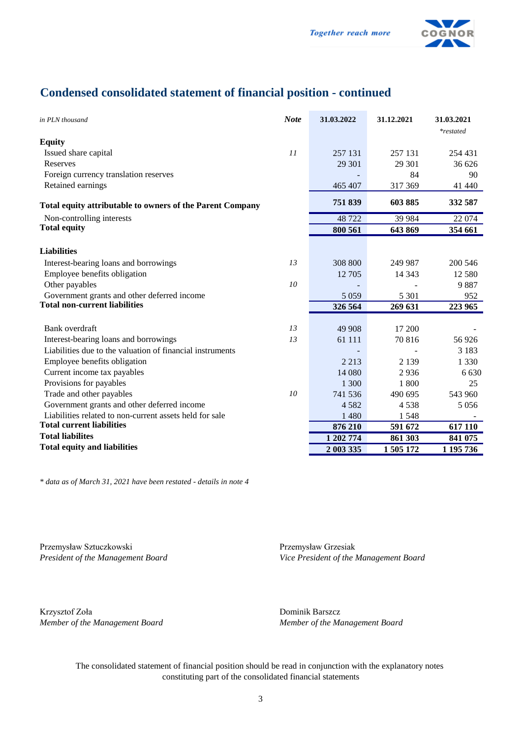# Condensed consolidated statement of financial position - continued

| *in PLN thousand* | ***Note*** | **31.03.2022** | **31.12.2021** | **31.03.2021** *\*restated* |
|---|---|---|---|---|
| **Equity** | | | | |
| Issued share capital | *11* | 257 131 | 257 131 | 254 431 |
| Reserves | | 29 301 | 29 301 | 36 626 |
| Foreign currency translation reserves | | - | 84 | 90 |
| Retained earnings | | 465 407 | 317 369 | 41 440 |
| **Total equity attributable to owners of the Parent Company** | | **751 839** | **603 885** | **332 587** |
| Non-controlling interests | | 48 722 | 39 984 | 22 074 |
| **Total equity** | | **800 561** | **643 869** | **354 661** |
| | | | | |
| **Liabilities** | | | | |
| Interest-bearing loans and borrowings | *13* | 308 800 | 249 987 | 200 546 |
| Employee benefits obligation | | 12 705 | 14 343 | 12 580 |
| Other payables | *10* | - | - | 9 887 |
| Government grants and other deferred income | | 5 059 | 5 301 | 952 |
| **Total non-current liabilities** | | **326 564** | **269 631** | **223 965** |
| | | | | |
| Bank overdraft | *13* | 49 908 | 17 200 | - |
| Interest-bearing loans and borrowings | *13* | 61 111 | 70 816 | 56 926 |
| Liabilities due to the valuation of financial instruments | | - | - | 3 183 |
| Employee benefits obligation | | 2 213 | 2 139 | 1 330 |
| Current income tax payables | | 14 080 | 2 936 | 6 630 |
| Provisions for payables | | 1 300 | 1 800 | 25 |
| Trade and other payables | *10* | 741 536 | 490 695 | 543 960 |
| Government grants and other deferred income | | 4 582 | 4 538 | 5 056 |
| Liabilities related to non-current assets held for sale | | 1 480 | 1 548 | - |
| **Total current liabilities** | | **876 210** | **591 672** | **617 110** |
| **Total liabilites** | | **1 202 774** | **861 303** | **841 075** |
| **Total equity and liabilities** | | **2 003 335** | **1 505 172** | **1 195 736** |

*\* data as of March 31, 2021 have been restated - details in note 4*

Przemysław Sztuczkowski
*President of the Management Board*

Przemysław Grzesiak
*Vice President of the Management Board*

Krzysztof Zoła
*Member of the Management Board*

Dominik Barszcz
*Member of the Management Board*

The consolidated statement of financial position should be read in conjunction with the explanatory notes constituting part of the consolidated financial statements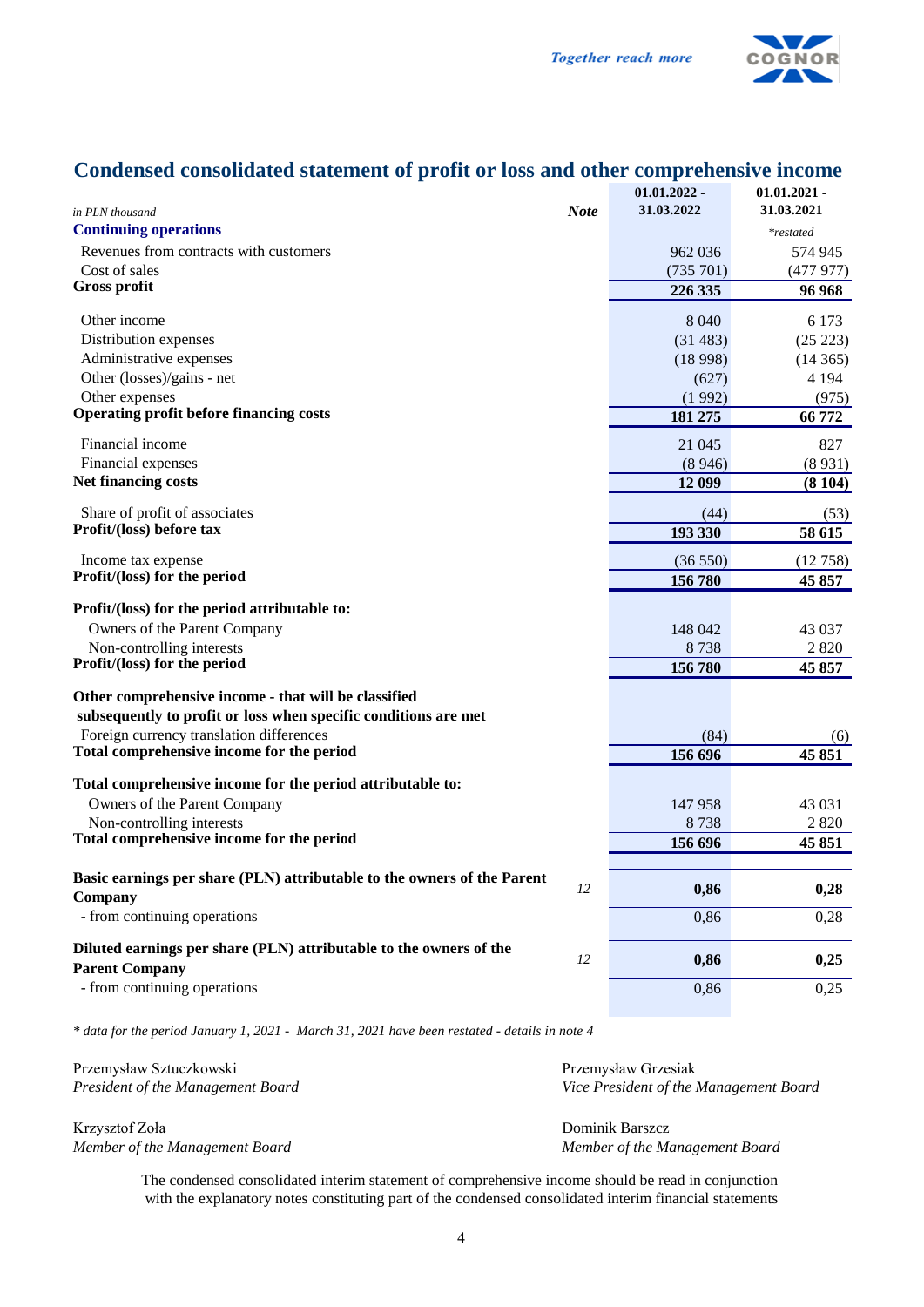## Condensed consolidated statement of profit or loss and other comprehensive income

| *in PLN thousand* | Note | 01.01.2022 - 31.03.2022 | 01.01.2021 - 31.03.2021 |
|---|---|---|---|
| **Continuing operations** | | | *\*restated* |
| Revenues from contracts with customers | | 962 036 | 574 945 |
| Cost of sales | | (735 701) | (477 977) |
| **Gross profit** | | **226 335** | **96 968** |
| Other income | | 8 040 | 6 173 |
| Distribution expenses | | (31 483) | (25 223) |
| Administrative expenses | | (18 998) | (14 365) |
| Other (losses)/gains - net | | (627) | 4 194 |
| Other expenses | | (1 992) | (975) |
| **Operating profit before financing costs** | | **181 275** | **66 772** |
| Financial income | | 21 045 | 827 |
| Financial expenses | | (8 946) | (8 931) |
| **Net financing costs** | | **12 099** | **(8 104)** |
| Share of profit of associates | | (44) | (53) |
| **Profit/(loss) before tax** | | **193 330** | **58 615** |
| Income tax expense | | (36 550) | (12 758) |
| **Profit/(loss) for the period** | | **156 780** | **45 857** |
| **Profit/(loss) for the period attributable to:** | | | |
| Owners of the Parent Company | | 148 042 | 43 037 |
| Non-controlling interests | | 8 738 | 2 820 |
| **Profit/(loss) for the period** | | **156 780** | **45 857** |
| **Other comprehensive income - that will be classified subsequently to profit or loss when specific conditions are met** | | | |
| Foreign currency translation differences | | (84) | (6) |
| **Total comprehensive income for the period** | | **156 696** | **45 851** |
| **Total comprehensive income for the period attributable to:** | | | |
| Owners of the Parent Company | | 147 958 | 43 031 |
| Non-controlling interests | | 8 738 | 2 820 |
| **Total comprehensive income for the period** | | **156 696** | **45 851** |
| **Basic earnings per share (PLN) attributable to the owners of the Parent Company** | *12* | **0,86** | **0,28** |
| - from continuing operations | | 0,86 | 0,28 |
| **Diluted earnings per share (PLN) attributable to the owners of the Parent Company** | *12* | **0,86** | **0,25** |
| - from continuing operations | | 0,86 | 0,25 |

*\* data for the period January 1, 2021 - March 31, 2021 have been restated - details in note 4*

Przemysław Sztuczkowski
*President of the Management Board*

Przemysław Grzesiak
*Vice President of the Management Board*

Krzysztof Zoła
*Member of the Management Board*

Dominik Barszcz
*Member of the Management Board*

The condensed consolidated interim statement of comprehensive income should be read in conjunction with the explanatory notes constituting part of the condensed consolidated interim financial statements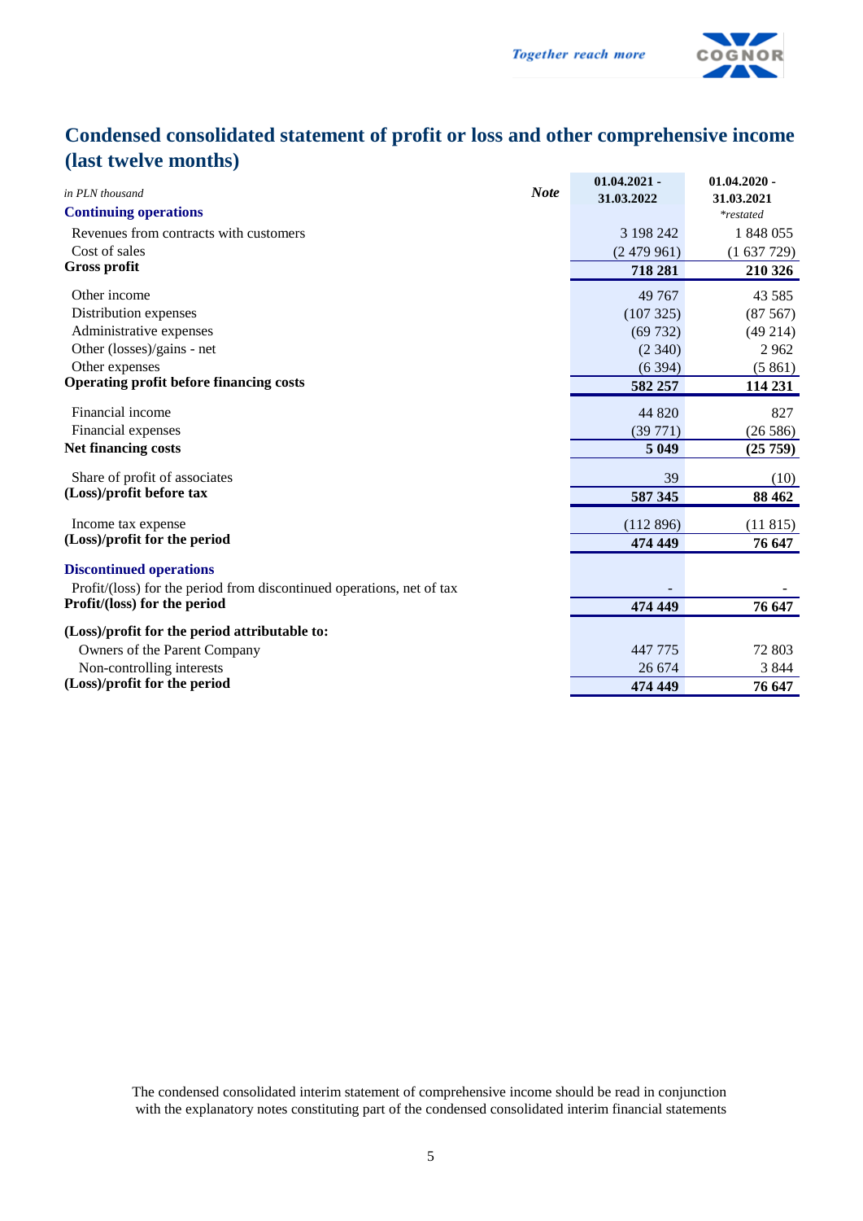## Condensed consolidated statement of profit or loss and other comprehensive income (last twelve months)

| *in PLN thousand* | *Note* | 01.04.2021 - 31.03.2022 | 01.04.2020 - 31.03.2021 *\*restated* |
|---|---|---|---|
| **Continuing operations** | | | |
| Revenues from contracts with customers | | 3 198 242 | 1 848 055 |
| Cost of sales | | (2 479 961) | (1 637 729) |
| **Gross profit** | | **718 281** | **210 326** |
| Other income | | 49 767 | 43 585 |
| Distribution expenses | | (107 325) | (87 567) |
| Administrative expenses | | (69 732) | (49 214) |
| Other (losses)/gains - net | | (2 340) | 2 962 |
| Other expenses | | (6 394) | (5 861) |
| **Operating profit before financing costs** | | **582 257** | **114 231** |
| Financial income | | 44 820 | 827 |
| Financial expenses | | (39 771) | (26 586) |
| **Net financing costs** | | **5 049** | **(25 759)** |
| Share of profit of associates | | 39 | (10) |
| **(Loss)/profit before tax** | | **587 345** | **88 462** |
| Income tax expense | | (112 896) | (11 815) |
| **(Loss)/profit for the period** | | **474 449** | **76 647** |
| **Discontinued operations** | | | |
| Profit/(loss) for the period from discontinued operations, net of tax | | - | - |
| **Profit/(loss) for the period** | | **474 449** | **76 647** |
| **(Loss)/profit for the period attributable to:** | | | |
| Owners of the Parent Company | | 447 775 | 72 803 |
| Non-controlling interests | | 26 674 | 3 844 |
| **(Loss)/profit for the period** | | **474 449** | **76 647** |

The condensed consolidated interim statement of comprehensive income should be read in conjunction with the explanatory notes constituting part of the condensed consolidated interim financial statements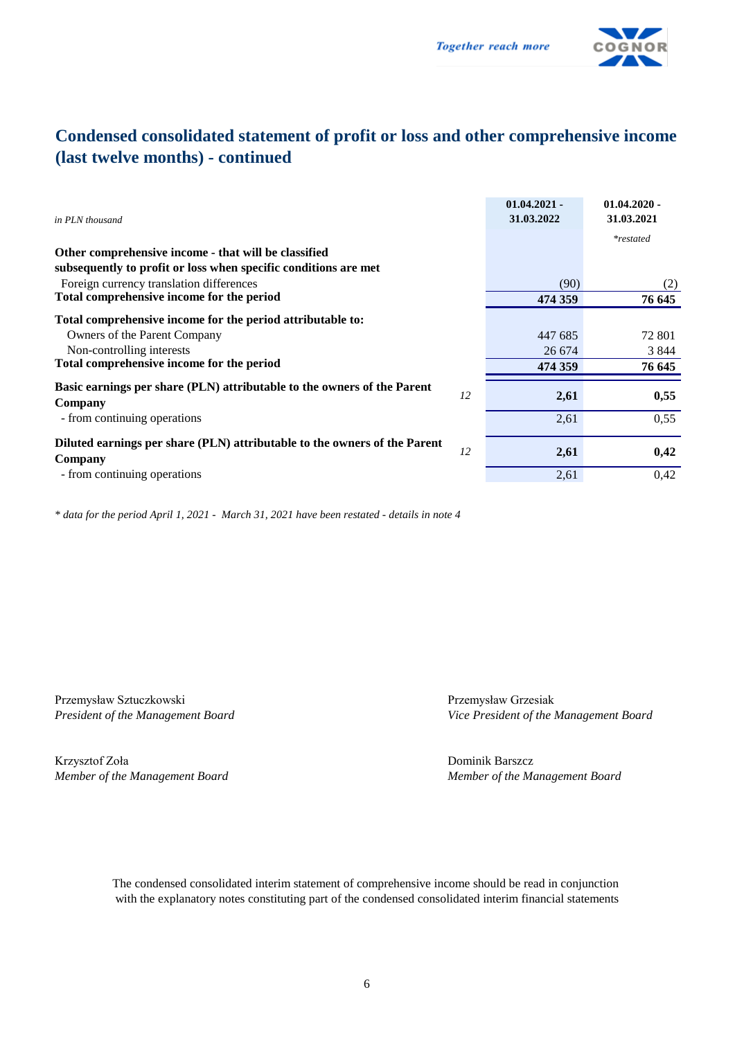## Condensed consolidated statement of profit or loss and other comprehensive income (last twelve months) - continued

| *in PLN thousand* | | 01.04.2021 - 31.03.2022 | 01.04.2020 - 31.03.2021 *\*restated* |
|---|---|---|---|
| **Other comprehensive income - that will be classified subsequently to profit or loss when specific conditions are met** | | | |
| Foreign currency translation differences | | (90) | (2) |
| **Total comprehensive income for the period** | | **474 359** | **76 645** |
| **Total comprehensive income for the period attributable to:** | | | |
| Owners of the Parent Company | | 447 685 | 72 801 |
| Non-controlling interests | | 26 674 | 3 844 |
| **Total comprehensive income for the period** | | **474 359** | **76 645** |
| **Basic earnings per share (PLN) attributable to the owners of the Parent Company** | *12* | **2,61** | **0,55** |
| - from continuing operations | | 2,61 | 0,55 |
| **Diluted earnings per share (PLN) attributable to the owners of the Parent Company** | *12* | **2,61** | **0,42** |
| - from continuing operations | | 2,61 | 0,42 |

*\* data for the period April 1, 2021 - March 31, 2021 have been restated - details in note 4*

Przemysław Sztuczkowski
*President of the Management Board*

Przemysław Grzesiak
*Vice President of the Management Board*

Krzysztof Zoła
*Member of the Management Board*

Dominik Barszcz
*Member of the Management Board*

The condensed consolidated interim statement of comprehensive income should be read in conjunction with the explanatory notes constituting part of the condensed consolidated interim financial statements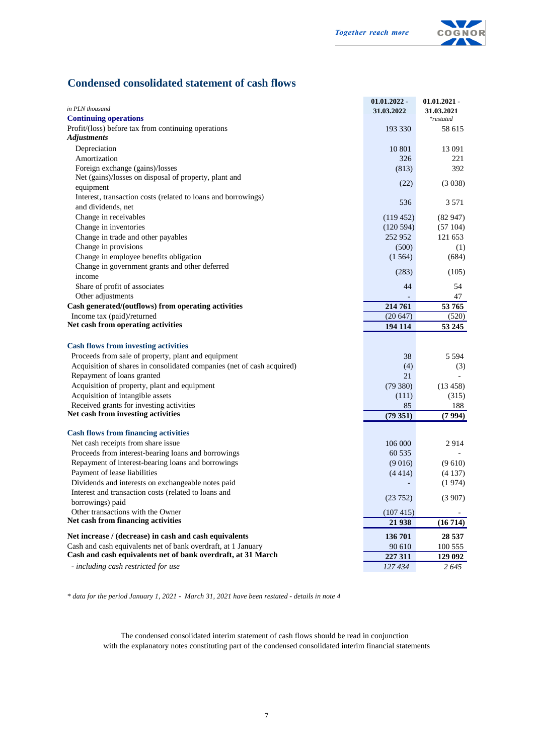## Condensed consolidated statement of cash flows

| *in PLN thousand* | 01.01.2022 - 31.03.2022 | 01.01.2021 - 31.03.2021 *\*restated* |
|---|---|---|
| **Continuing operations** | | |
| Profit/(loss) before tax from continuing operations | 193 330 | 58 615 |
| ***Adjustments*** | | |
| Depreciation | 10 801 | 13 091 |
| Amortization | 326 | 221 |
| Foreign exchange (gains)/losses | (813) | 392 |
| Net (gains)/losses on disposal of property, plant and equipment | (22) | (3 038) |
| Interest, transaction costs (related to loans and borrowings) and dividends, net | 536 | 3 571 |
| Change in receivables | (119 452) | (82 947) |
| Change in inventories | (120 594) | (57 104) |
| Change in trade and other payables | 252 952 | 121 653 |
| Change in provisions | (500) | (1) |
| Change in employee benefits obligation | (1 564) | (684) |
| Change in government grants and other deferred income | (283) | (105) |
| Share of profit of associates | 44 | 54 |
| Other adjustments | - | 47 |
| **Cash generated/(outflows) from operating activities** | **214 761** | **53 765** |
| Income tax (paid)/returned | (20 647) | (520) |
| **Net cash from operating activities** | **194 114** | **53 245** |
| | | |
| **Cash flows from investing activities** | | |
| Proceeds from sale of property, plant and equipment | 38 | 5 594 |
| Acquisition of shares in consolidated companies (net of cash acquired) | (4) | (3) |
| Repayment of loans granted | 21 | - |
| Acquisition of property, plant and equipment | (79 380) | (13 458) |
| Acquisition of intangible assets | (111) | (315) |
| Received grants for investing activities | 85 | 188 |
| **Net cash from investing activities** | **(79 351)** | **(7 994)** |
| | | |
| **Cash flows from financing activities** | | |
| Net cash receipts from share issue | 106 000 | 2 914 |
| Proceeds from interest-bearing loans and borrowings | 60 535 | - |
| Repayment of interest-bearing loans and borrowings | (9 016) | (9 610) |
| Payment of lease liabilities | (4 414) | (4 137) |
| Dividends and interests on exchangeable notes paid | - | (1 974) |
| Interest and transaction costs (related to loans and borrowings) paid | (23 752) | (3 907) |
| Other transactions with the Owner | (107 415) | - |
| **Net cash from financing activities** | **21 938** | **(16 714)** |
| | | |
| **Net increase / (decrease) in cash and cash equivalents** | **136 701** | **28 537** |
| Cash and cash equivalents net of bank overdraft, at 1 January | 90 610 | 100 555 |
| **Cash and cash equivalents net of bank overdraft, at 31 March** | **227 311** | **129 092** |
| *- including cash restricted for use* | *127 434* | *2 645* |

*\* data for the period January 1, 2021 - March 31, 2021 have been restated - details in note 4*

The condensed consolidated interim statement of cash flows should be read in conjunction with the explanatory notes constituting part of the condensed consolidated interim financial statements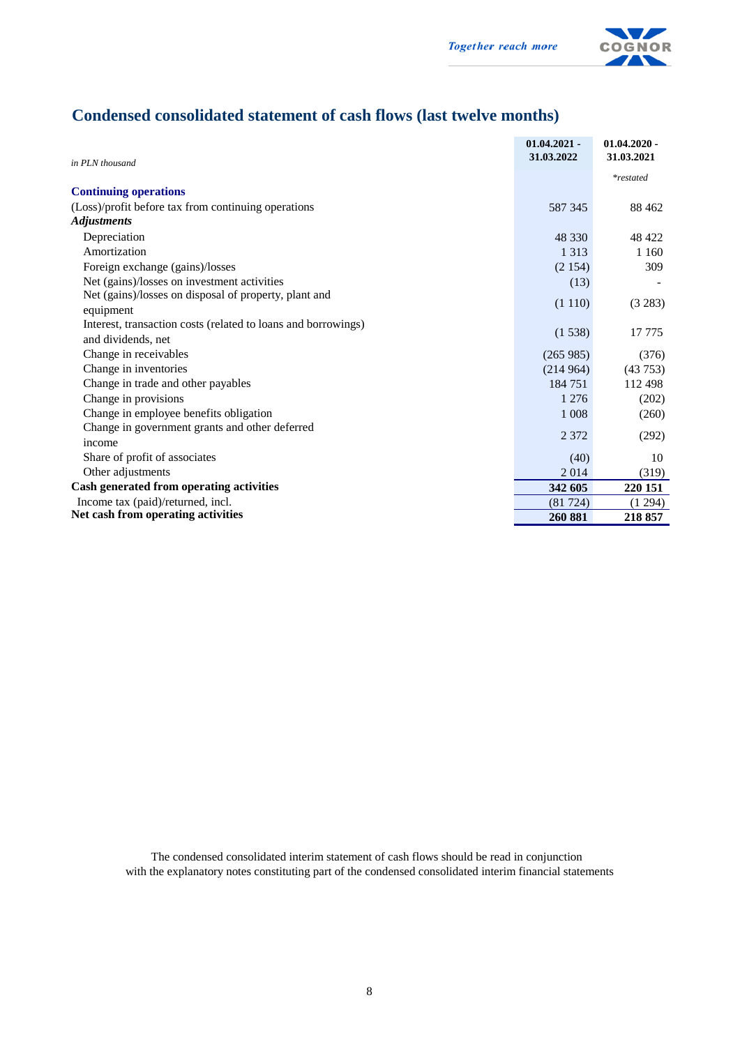## Condensed consolidated statement of cash flows (last twelve months)

| *in PLN thousand* | 01.04.2021 - 31.03.2022 | 01.04.2020 - 31.03.2021 |
|---|---|---|
| | | *\*restated* |
| **Continuing operations** | | |
| (Loss)/profit before tax from continuing operations | 587 345 | 88 462 |
| ***Adjustments*** | | |
| Depreciation | 48 330 | 48 422 |
| Amortization | 1 313 | 1 160 |
| Foreign exchange (gains)/losses | (2 154) | 309 |
| Net (gains)/losses on investment activities | (13) | - |
| Net (gains)/losses on disposal of property, plant and equipment | (1 110) | (3 283) |
| Interest, transaction costs (related to loans and borrowings) and dividends, net | (1 538) | 17 775 |
| Change in receivables | (265 985) | (376) |
| Change in inventories | (214 964) | (43 753) |
| Change in trade and other payables | 184 751 | 112 498 |
| Change in provisions | 1 276 | (202) |
| Change in employee benefits obligation | 1 008 | (260) |
| Change in government grants and other deferred income | 2 372 | (292) |
| Share of profit of associates | (40) | 10 |
| Other adjustments | 2 014 | (319) |
| **Cash generated from operating activities** | **342 605** | **220 151** |
| Income tax (paid)/returned, incl. | (81 724) | (1 294) |
| **Net cash from operating activities** | **260 881** | **218 857** |

The condensed consolidated interim statement of cash flows should be read in conjunction with the explanatory notes constituting part of the condensed consolidated interim financial statements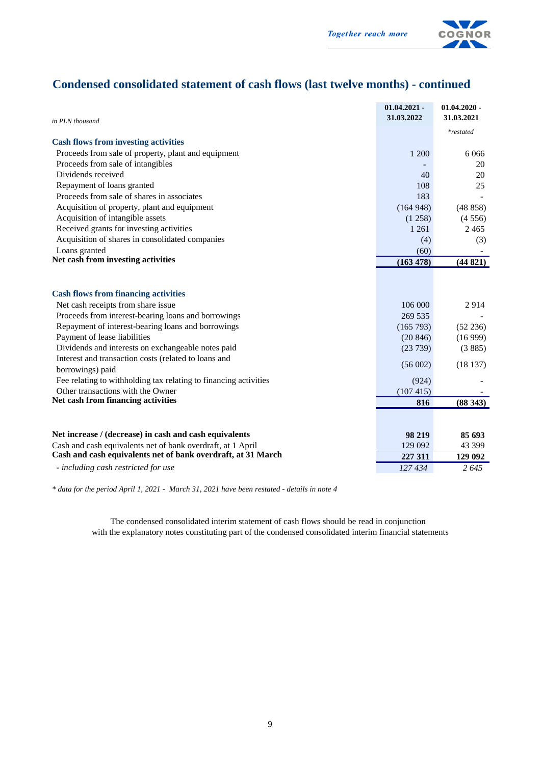# Condensed consolidated statement of cash flows (last twelve months) - continued

| *in PLN thousand* | 01.04.2021 - 31.03.2022 | 01.04.2020 - 31.03.2021 |
|---|---|---|
| | | *\*restated* |
| **Cash flows from investing activities** | | |
| Proceeds from sale of property, plant and equipment | 1 200 | 6 066 |
| Proceeds from sale of intangibles | - | 20 |
| Dividends received | 40 | 20 |
| Repayment of loans granted | 108 | 25 |
| Proceeds from sale of shares in associates | 183 | - |
| Acquisition of property, plant and equipment | (164 948) | (48 858) |
| Acquisition of intangible assets | (1 258) | (4 556) |
| Received grants for investing activities | 1 261 | 2 465 |
| Acquisition of shares in consolidated companies | (4) | (3) |
| Loans granted | (60) | - |
| **Net cash from investing activities** | **(163 478)** | **(44 821)** |
| | | |
| **Cash flows from financing activities** | | |
| Net cash receipts from share issue | 106 000 | 2 914 |
| Proceeds from interest-bearing loans and borrowings | 269 535 | - |
| Repayment of interest-bearing loans and borrowings | (165 793) | (52 236) |
| Payment of lease liabilities | (20 846) | (16 999) |
| Dividends and interests on exchangeable notes paid | (23 739) | (3 885) |
| Interest and transaction costs (related to loans and borrowings) paid | (56 002) | (18 137) |
| Fee relating to withholding tax relating to financing activities | (924) | - |
| Other transactions with the Owner | (107 415) | - |
| **Net cash from financing activities** | **816** | **(88 343)** |
| | | |
| **Net increase / (decrease) in cash and cash equivalents** | **98 219** | **85 693** |
| Cash and cash equivalents net of bank overdraft, at 1 April | 129 092 | 43 399 |
| **Cash and cash equivalents net of bank overdraft, at 31 March** | **227 311** | **129 092** |
| *- including cash restricted for use* | *127 434* | *2 645* |

*\* data for the period April 1, 2021 - March 31, 2021 have been restated - details in note 4*

The condensed consolidated interim statement of cash flows should be read in conjunction with the explanatory notes constituting part of the condensed consolidated interim financial statements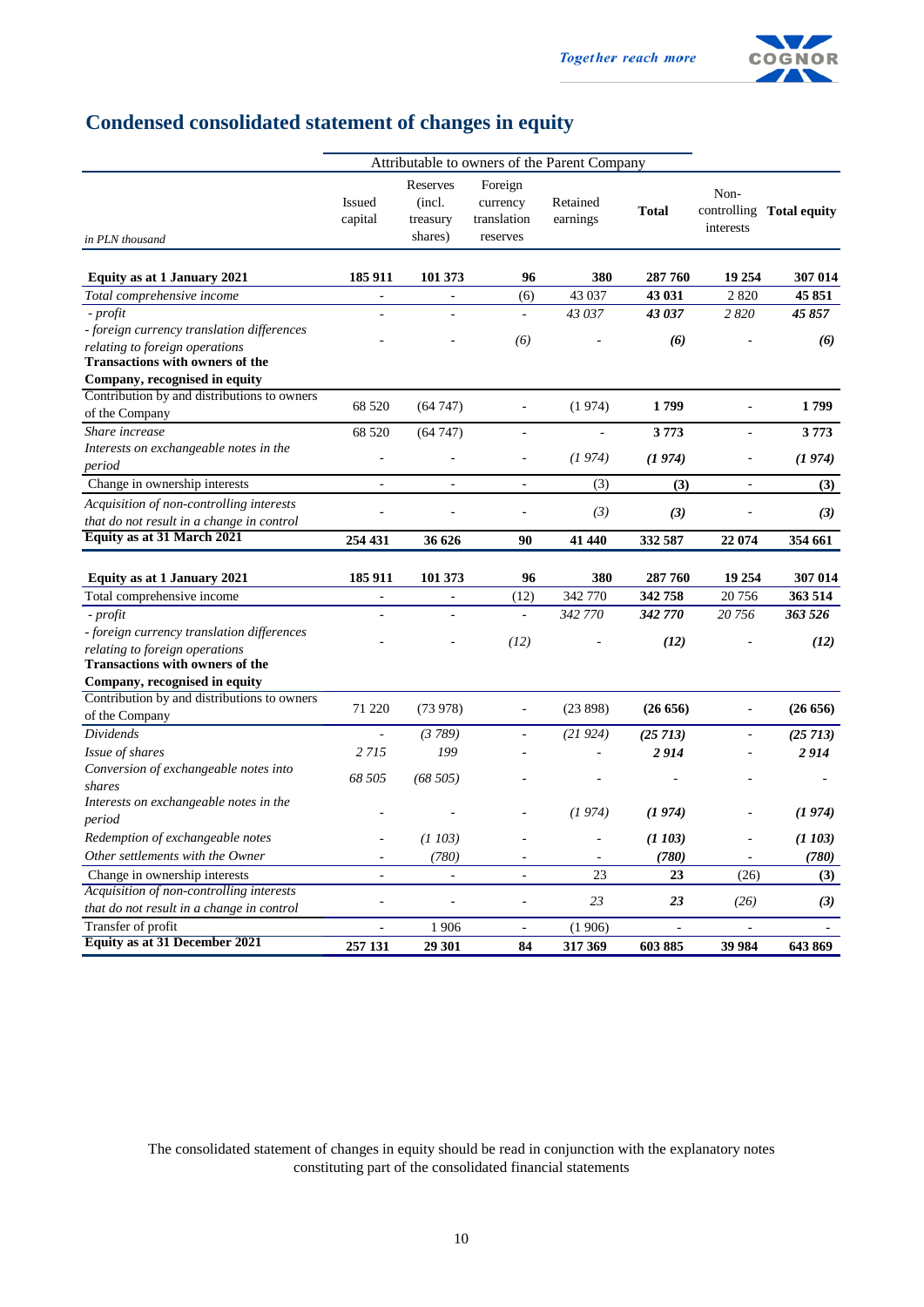# Condensed consolidated statement of changes in equity

| in PLN thousand | Attributable to owners of the Parent Company | | | | | | |
|---|---|---|---|---|---|---|---|
| | Issued capital | Reserves (incl. treasury shares) | Foreign currency translation reserves | Retained earnings | **Total** | Non-controlling interests | **Total equity** |
| **Equity as at 1 January 2021** | **185 911** | **101 373** | **96** | **380** | **287 760** | **19 254** | **307 014** |
| *Total comprehensive income* | - | - | (6) | 43 037 | **43 031** | 2 820 | **45 851** |
| *- profit* | - | - | - | *43 037* | ***43 037*** | *2 820* | ***45 857*** |
| *- foreign currency translation differences relating to foreign operations* | - | - | *(6)* | - | ***(6)*** | - | ***(6)*** |
| **Transactions with owners of the Company, recognised in equity** | | | | | | | |
| Contribution by and distributions to owners of the Company | 68 520 | (64 747) | - | (1 974) | **1 799** | - | **1 799** |
| *Share increase* | 68 520 | (64 747) | - | - | **3 773** | - | **3 773** |
| *Interests on exchangeable notes in the period* | - | - | - | *(1 974)* | ***(1 974)*** | - | ***(1 974)*** |
| Change in ownership interests | - | - | - | (3) | **(3)** | - | **(3)** |
| *Acquisition of non-controlling interests that do not result in a change in control* | - | - | - | *(3)* | ***(3)*** | - | ***(3)*** |
| **Equity as at 31 March 2021** | **254 431** | **36 626** | **90** | **41 440** | **332 587** | **22 074** | **354 661** |
| | | | | | | | |
| **Equity as at 1 January 2021** | **185 911** | **101 373** | **96** | **380** | **287 760** | **19 254** | **307 014** |
| Total comprehensive income | - | - | (12) | 342 770 | **342 758** | 20 756 | **363 514** |
| *- profit* | - | - | - | *342 770* | ***342 770*** | *20 756* | ***363 526*** |
| *- foreign currency translation differences relating to foreign operations* | - | - | *(12)* | - | ***(12)*** | - | ***(12)*** |
| **Transactions with owners of the Company, recognised in equity** | | | | | | | |
| Contribution by and distributions to owners of the Company | 71 220 | (73 978) | - | (23 898) | **(26 656)** | - | **(26 656)** |
| *Dividends* | - | *(3 789)* | - | *(21 924)* | ***(25 713)*** | - | ***(25 713)*** |
| *Issue of shares* | *2 715* | *199* | - | - | ***2 914*** | - | ***2 914*** |
| *Conversion of exchangeable notes into shares* | *68 505* | *(68 505)* | - | - | - | - | - |
| *Interests on exchangeable notes in the period* | - | - | - | *(1 974)* | ***(1 974)*** | - | ***(1 974)*** |
| *Redemption of exchangeable notes* | - | *(1 103)* | - | - | ***(1 103)*** | - | ***(1 103)*** |
| *Other settlements with the Owner* | - | *(780)* | - | - | ***(780)*** | - | ***(780)*** |
| Change in ownership interests | - | - | - | 23 | **23** | (26) | **(3)** |
| *Acquisition of non-controlling interests that do not result in a change in control* | - | - | - | *23* | ***23*** | *(26)* | ***(3)*** |
| Transfer of profit | - | 1 906 | - | (1 906) | - | - | - |
| **Equity as at 31 December 2021** | **257 131** | **29 301** | **84** | **317 369** | **603 885** | **39 984** | **643 869** |

The consolidated statement of changes in equity should be read in conjunction with the explanatory notes constituting part of the consolidated financial statements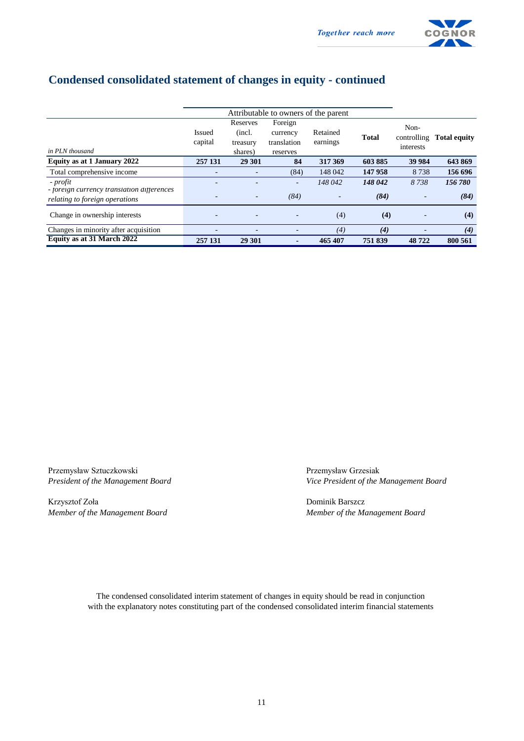## Condensed consolidated statement of changes in equity - continued

| *in PLN thousand* | Attributable to owners of the parent | | | | | Non-controlling interests | Total equity |
|---|---|---|---|---|---|---|---|
| | Issued capital | Reserves (incl. treasury shares) | Foreign currency translation reserves | Retained earnings | **Total** | | |
| **Equity as at 1 January 2022** | **257 131** | **29 301** | **84** | **317 369** | **603 885** | **39 984** | **643 869** |
| Total comprehensive income | - | - | (84) | 148 042 | **147 958** | 8 738 | **156 696** |
| *- profit* | - | - | - | *148 042* | ***148 042*** | *8 738* | ***156 780*** |
| *- foreign currency translation differences relating to foreign operations* | - | - | *(84)* | - | ***(84)*** | - | ***(84)*** |
| Change in ownership interests | - | - | - | (4) | **(4)** | - | **(4)** |
| Changes in minority after acquisition | - | - | - | *(4)* | ***(4)*** | - | ***(4)*** |
| **Equity as at 31 March 2022** | **257 131** | **29 301** | **-** | **465 407** | **751 839** | **48 722** | **800 561** |

Przemysław Sztuczkowski
*President of the Management Board*

Przemysław Grzesiak
*Vice President of the Management Board*

Krzysztof Zoła
*Member of the Management Board*

Dominik Barszcz
*Member of the Management Board*

The condensed consolidated interim statement of changes in equity should be read in conjunction with the explanatory notes constituting part of the condensed consolidated interim financial statements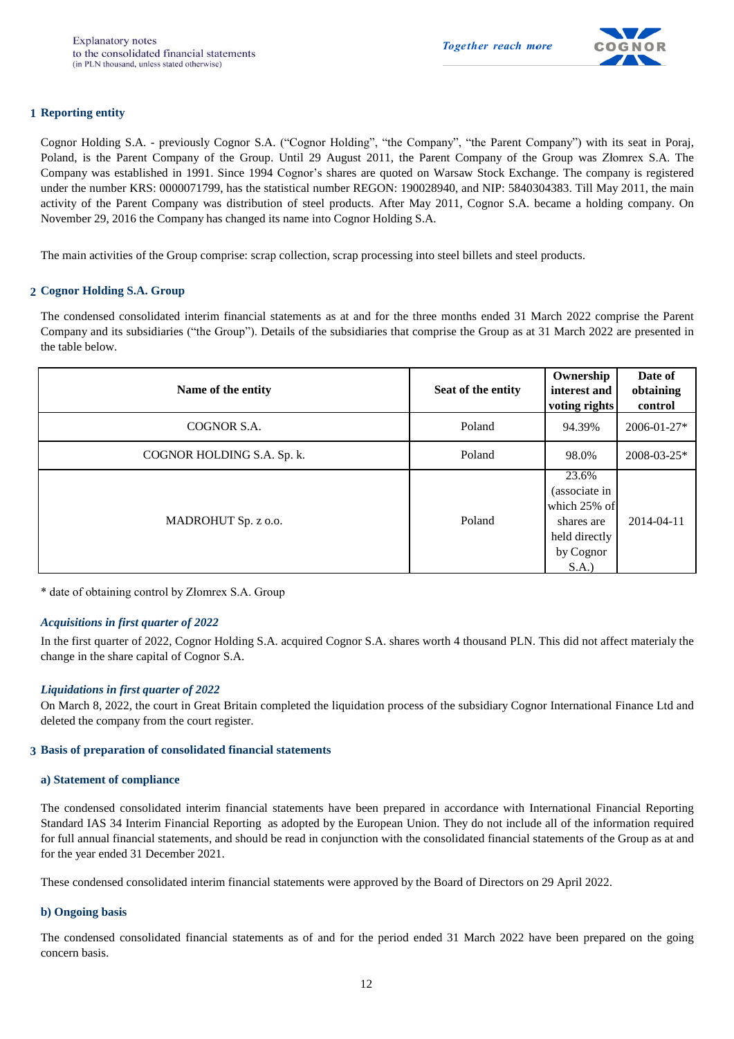## 1 Reporting entity

Cognor Holding S.A. - previously Cognor S.A. ("Cognor Holding", "the Company", "the Parent Company") with its seat in Poraj, Poland, is the Parent Company of the Group. Until 29 August 2011, the Parent Company of the Group was Złomrex S.A. The Company was established in 1991. Since 1994 Cognor's shares are quoted on Warsaw Stock Exchange. The company is registered under the number KRS: 0000071799, has the statistical number REGON: 190028940, and NIP: 5840304383. Till May 2011, the main activity of the Parent Company was distribution of steel products. After May 2011, Cognor S.A. became a holding company. On November 29, 2016 the Company has changed its name into Cognor Holding S.A.

The main activities of the Group comprise: scrap collection, scrap processing into steel billets and steel products.

## 2 Cognor Holding S.A. Group

The condensed consolidated interim financial statements as at and for the three months ended 31 March 2022 comprise the Parent Company and its subsidiaries ("the Group"). Details of the subsidiaries that comprise the Group as at 31 March 2022 are presented in the table below.

| Name of the entity | Seat of the entity | Ownership interest and voting rights | Date of obtaining control |
|---|---|---|---|
| COGNOR S.A. | Poland | 94.39% | 2006-01-27* |
| COGNOR HOLDING S.A. Sp. k. | Poland | 98.0% | 2008-03-25* |
| MADROHUT Sp. z o.o. | Poland | 23.6% (associate in which 25% of shares are held directly by Cognor S.A.) | 2014-04-11 |

\* date of obtaining control by Złomrex S.A. Group

### *Acquisitions in first quarter of 2022*

In the first quarter of 2022, Cognor Holding S.A. acquired Cognor S.A. shares worth 4 thousand PLN. This did not affect materialy the change in the share capital of Cognor S.A.

### *Liquidations in first quarter of 2022*

On March 8, 2022, the court in Great Britain completed the liquidation process of the subsidiary Cognor International Finance Ltd and deleted the company from the court register.

## 3 Basis of preparation of consolidated financial statements

### a) Statement of compliance

The condensed consolidated interim financial statements have been prepared in accordance with International Financial Reporting Standard IAS 34 Interim Financial Reporting as adopted by the European Union. They do not include all of the information required for full annual financial statements, and should be read in conjunction with the consolidated financial statements of the Group as at and for the year ended 31 December 2021.

These condensed consolidated interim financial statements were approved by the Board of Directors on 29 April 2022.

### b) Ongoing basis

The condensed consolidated financial statements as of and for the period ended 31 March 2022 have been prepared on the going concern basis.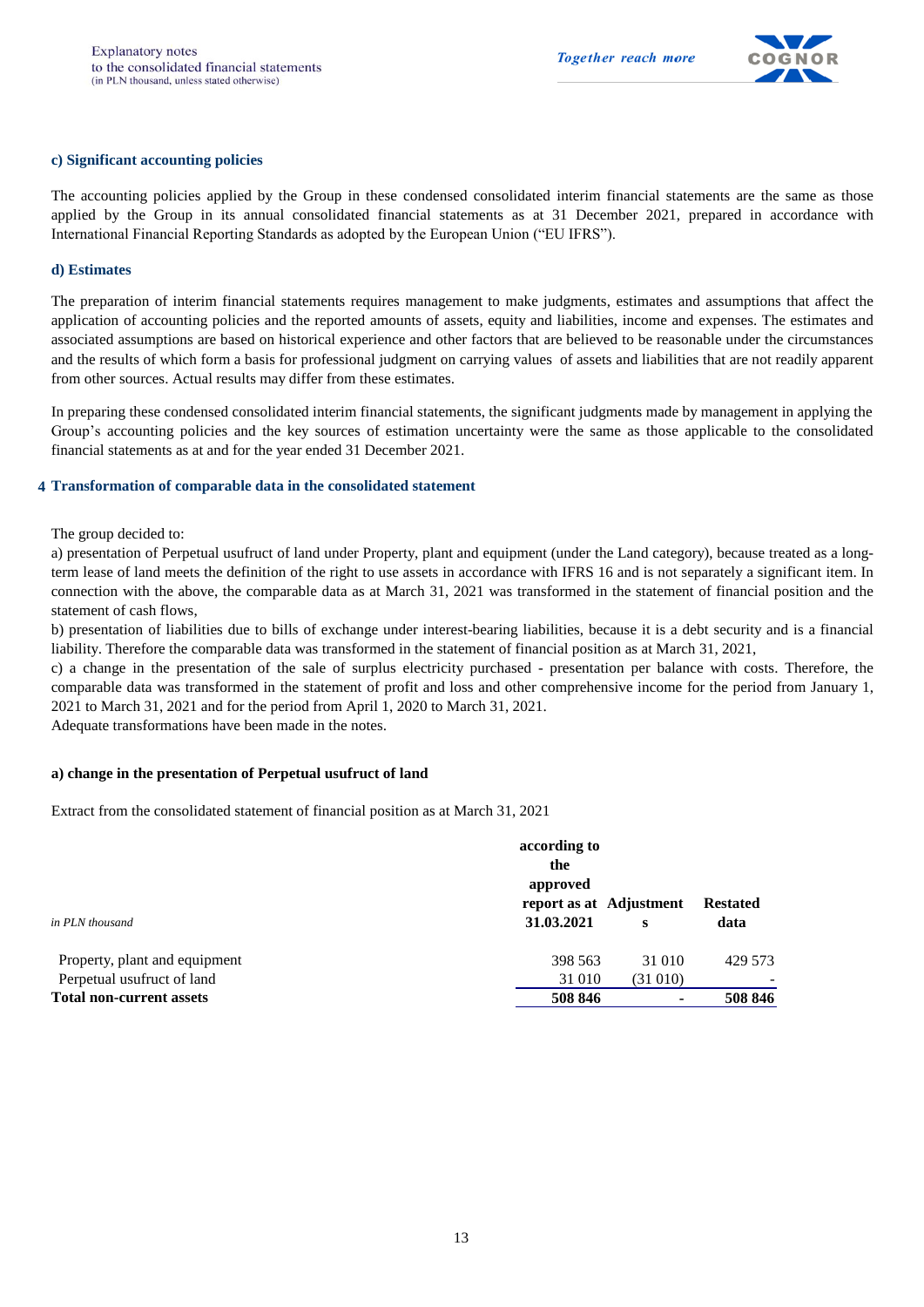#### c) Significant accounting policies

The accounting policies applied by the Group in these condensed consolidated interim financial statements are the same as those applied by the Group in its annual consolidated financial statements as at 31 December 2021, prepared in accordance with International Financial Reporting Standards as adopted by the European Union ("EU IFRS").

#### d) Estimates

The preparation of interim financial statements requires management to make judgments, estimates and assumptions that affect the application of accounting policies and the reported amounts of assets, equity and liabilities, income and expenses. The estimates and associated assumptions are based on historical experience and other factors that are believed to be reasonable under the circumstances and the results of which form a basis for professional judgment on carrying values of assets and liabilities that are not readily apparent from other sources. Actual results may differ from these estimates.

In preparing these condensed consolidated interim financial statements, the significant judgments made by management in applying the Group's accounting policies and the key sources of estimation uncertainty were the same as those applicable to the consolidated financial statements as at and for the year ended 31 December 2021.

## 4 Transformation of comparable data in the consolidated statement

The group decided to:
a) presentation of Perpetual usufruct of land under Property, plant and equipment (under the Land category), because treated as a long-term lease of land meets the definition of the right to use assets in accordance with IFRS 16 and is not separately a significant item. In connection with the above, the comparable data as at March 31, 2021 was transformed in the statement of financial position and the statement of cash flows,
b) presentation of liabilities due to bills of exchange under interest-bearing liabilities, because it is a debt security and is a financial liability. Therefore the comparable data was transformed in the statement of financial position as at March 31, 2021,
c) a change in the presentation of the sale of surplus electricity purchased - presentation per balance with costs. Therefore, the comparable data was transformed in the statement of profit and loss and other comprehensive income for the period from January 1, 2021 to March 31, 2021 and for the period from April 1, 2020 to March 31, 2021.
Adequate transformations have been made in the notes.

#### a) change in the presentation of Perpetual usufruct of land

Extract from the consolidated statement of financial position as at March 31, 2021

| *in PLN thousand* | according to the approved report as at 31.03.2021 | Adjustments | Restated data |
|---|---|---|---|
| Property, plant and equipment | 398 563 | 31 010 | 429 573 |
| Perpetual usufruct of land | 31 010 | (31 010) | - |
| **Total non-current assets** | **508 846** | **-** | **508 846** |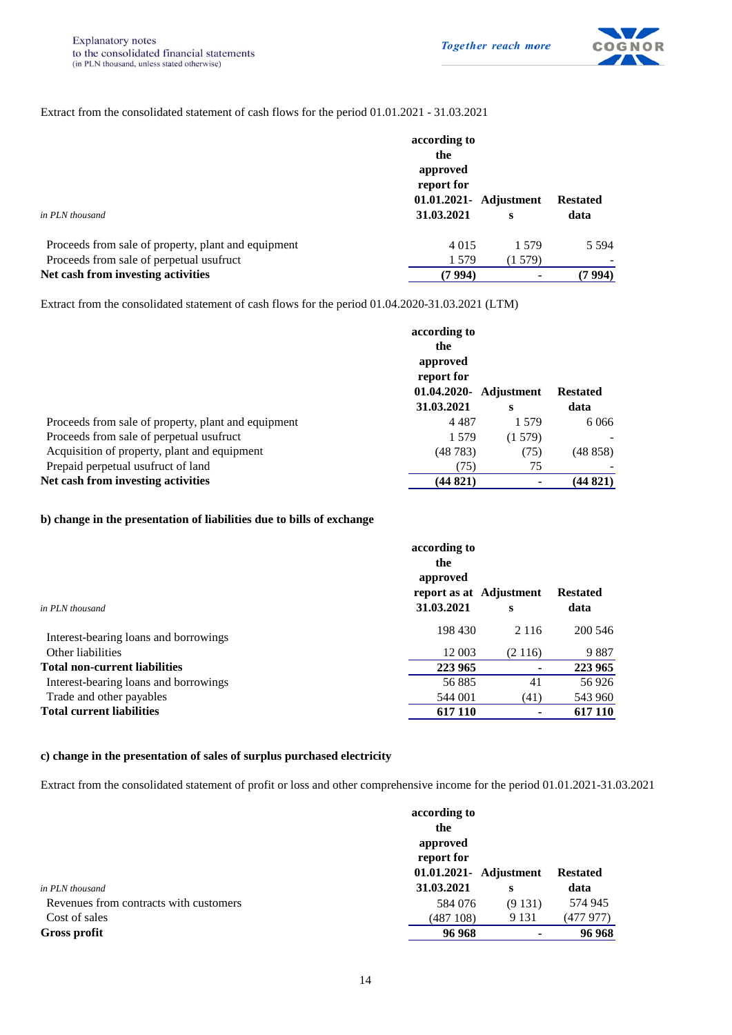Extract from the consolidated statement of cash flows for the period 01.01.2021 - 31.03.2021

| *in PLN thousand* | according to the approved report for 01.01.2021-31.03.2021 | Adjustments | Restated data |
|---|---|---|---|
| Proceeds from sale of property, plant and equipment | 4 015 | 1 579 | 5 594 |
| Proceeds from sale of perpetual usufruct | 1 579 | (1 579) | - |
| **Net cash from investing activities** | **(7 994)** | **-** | **(7 994)** |

Extract from the consolidated statement of cash flows for the period 01.04.2020-31.03.2021 (LTM)

| | according to the approved report for 01.04.2020-31.03.2021 | Adjustments | Restated data |
|---|---|---|---|
| Proceeds from sale of property, plant and equipment | 4 487 | 1 579 | 6 066 |
| Proceeds from sale of perpetual usufruct | 1 579 | (1 579) | - |
| Acquisition of property, plant and equipment | (48 783) | (75) | (48 858) |
| Prepaid perpetual usufruct of land | (75) | 75 | - |
| **Net cash from investing activities** | **(44 821)** | **-** | **(44 821)** |

**b) change in the presentation of liabilities due to bills of exchange**

| *in PLN thousand* | according to the approved report as at 31.03.2021 | Adjustments | Restated data |
|---|---|---|---|
| Interest-bearing loans and borrowings | 198 430 | 2 116 | 200 546 |
| Other liabilities | 12 003 | (2 116) | 9 887 |
| **Total non-current liabilities** | **223 965** | **-** | **223 965** |
| Interest-bearing loans and borrowings | 56 885 | 41 | 56 926 |
| Trade and other payables | 544 001 | (41) | 543 960 |
| **Total current liabilities** | **617 110** | **-** | **617 110** |

**c) change in the presentation of sales of surplus purchased electricity**

Extract from the consolidated statement of profit or loss and other comprehensive income for the period 01.01.2021-31.03.2021

| *in PLN thousand* | according to the approved report for 01.01.2021-31.03.2021 | Adjustments | Restated data |
|---|---|---|---|
| Revenues from contracts with customers | 584 076 | (9 131) | 574 945 |
| Cost of sales | (487 108) | 9 131 | (477 977) |
| **Gross profit** | **96 968** | **-** | **96 968** |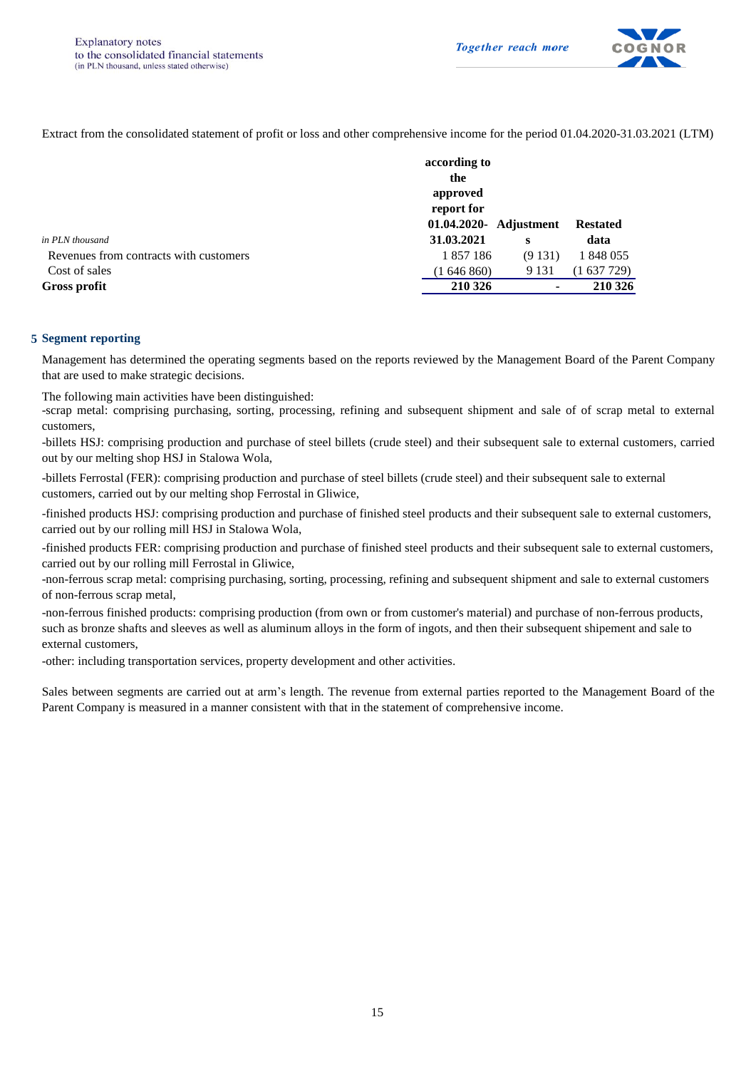Extract from the consolidated statement of profit or loss and other comprehensive income for the period 01.04.2020-31.03.2021 (LTM)

| *in PLN thousand* | **according to the approved report for 01.04.2020-31.03.2021** | **Adjustments** | **Restated data** |
|---|---|---|---|
| Revenues from contracts with customers | 1 857 186 | (9 131) | 1 848 055 |
| Cost of sales | (1 646 860) | 9 131 | (1 637 729) |
| **Gross profit** | **210 326** | **-** | **210 326** |

## 5 Segment reporting

Management has determined the operating segments based on the reports reviewed by the Management Board of the Parent Company that are used to make strategic decisions.

The following main activities have been distinguished:
-scrap metal: comprising purchasing, sorting, processing, refining and subsequent shipment and sale of of scrap metal to external customers,
-billets HSJ: comprising production and purchase of steel billets (crude steel) and their subsequent sale to external customers, carried out by our melting shop HSJ in Stalowa Wola,
-billets Ferrostal (FER): comprising production and purchase of steel billets (crude steel) and their subsequent sale to external customers, carried out by our melting shop Ferrostal in Gliwice,
-finished products HSJ: comprising production and purchase of finished steel products and their subsequent sale to external customers, carried out by our rolling mill HSJ in Stalowa Wola,
-finished products FER: comprising production and purchase of finished steel products and their subsequent sale to external customers, carried out by our rolling mill Ferrostal in Gliwice,
-non-ferrous scrap metal: comprising purchasing, sorting, processing, refining and subsequent shipment and sale to external customers of non-ferrous scrap metal,
-non-ferrous finished products: comprising production (from own or from customer's material) and purchase of non-ferrous products, such as bronze shafts and sleeves as well as aluminum alloys in the form of ingots, and then their subsequent shipement and sale to external customers,
-other: including transportation services, property development and other activities.

Sales between segments are carried out at arm's length. The revenue from external parties reported to the Management Board of the Parent Company is measured in a manner consistent with that in the statement of comprehensive income.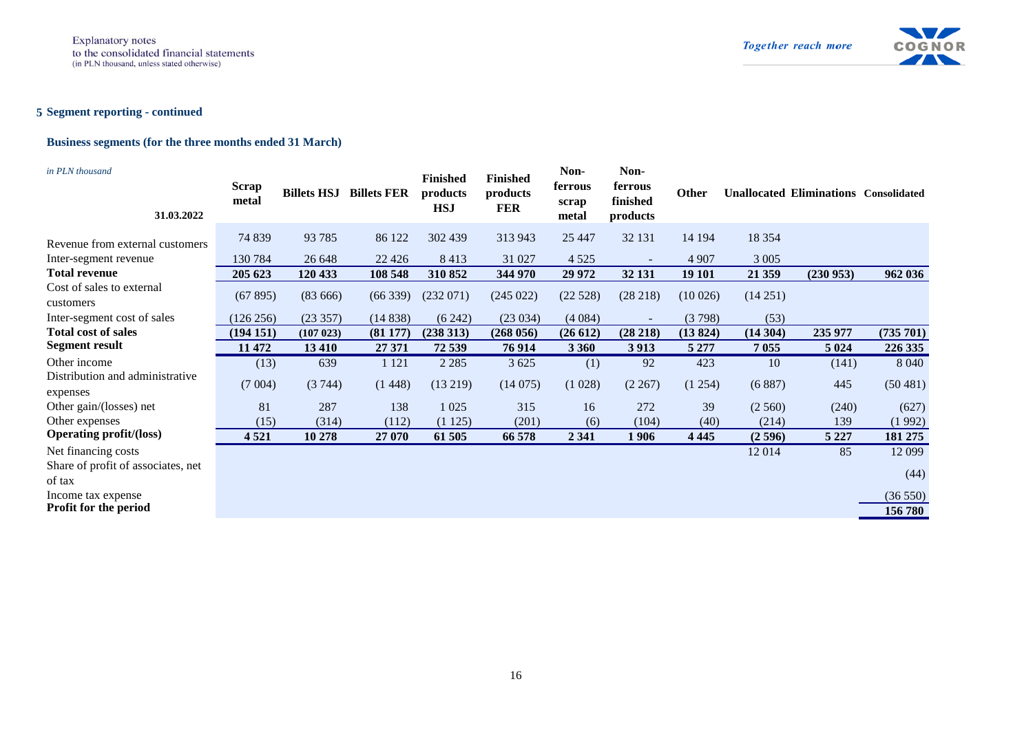## 5 Segment reporting - continued

### Business segments (for the three months ended 31 March)

*in PLN thousand*

| 31.03.2022 | Scrap metal | Billets HSJ | Billets FER | Finished products HSJ | Finished products FER | Non-ferrous scrap metal | Non-ferrous finished products | Other | Unallocated | Eliminations | Consolidated |
|---|---|---|---|---|---|---|---|---|---|---|---|
| Revenue from external customers | 74 839 | 93 785 | 86 122 | 302 439 | 313 943 | 25 447 | 32 131 | 14 194 | 18 354 | | |
| Inter-segment revenue | 130 784 | 26 648 | 22 426 | 8 413 | 31 027 | 4 525 | - | 4 907 | 3 005 | | |
| **Total revenue** | **205 623** | **120 433** | **108 548** | **310 852** | **344 970** | **29 972** | **32 131** | **19 101** | **21 359** | **(230 953)** | **962 036** |
| Cost of sales to external customers | (67 895) | (83 666) | (66 339) | (232 071) | (245 022) | (22 528) | (28 218) | (10 026) | (14 251) | | |
| Inter-segment cost of sales | (126 256) | (23 357) | (14 838) | (6 242) | (23 034) | (4 084) | - | (3 798) | (53) | | |
| **Total cost of sales** | **(194 151)** | **(107 023)** | **(81 177)** | **(238 313)** | **(268 056)** | **(26 612)** | **(28 218)** | **(13 824)** | **(14 304)** | **235 977** | **(735 701)** |
| **Segment result** | **11 472** | **13 410** | **27 371** | **72 539** | **76 914** | **3 360** | **3 913** | **5 277** | **7 055** | **5 024** | **226 335** |
| Other income | (13) | 639 | 1 121 | 2 285 | 3 625 | (1) | 92 | 423 | 10 | (141) | 8 040 |
| Distribution and administrative expenses | (7 004) | (3 744) | (1 448) | (13 219) | (14 075) | (1 028) | (2 267) | (1 254) | (6 887) | 445 | (50 481) |
| Other gain/(losses) net | 81 | 287 | 138 | 1 025 | 315 | 16 | 272 | 39 | (2 560) | (240) | (627) |
| Other expenses | (15) | (314) | (112) | (1 125) | (201) | (6) | (104) | (40) | (214) | 139 | (1 992) |
| **Operating profit/(loss)** | **4 521** | **10 278** | **27 070** | **61 505** | **66 578** | **2 341** | **1 906** | **4 445** | **(2 596)** | **5 227** | **181 275** |
| Net financing costs | | | | | | | | | 12 014 | 85 | 12 099 |
| Share of profit of associates, net of tax | | | | | | | | | | | (44) |
| Income tax expense | | | | | | | | | | | (36 550) |
| **Profit for the period** | | | | | | | | | | | **156 780** |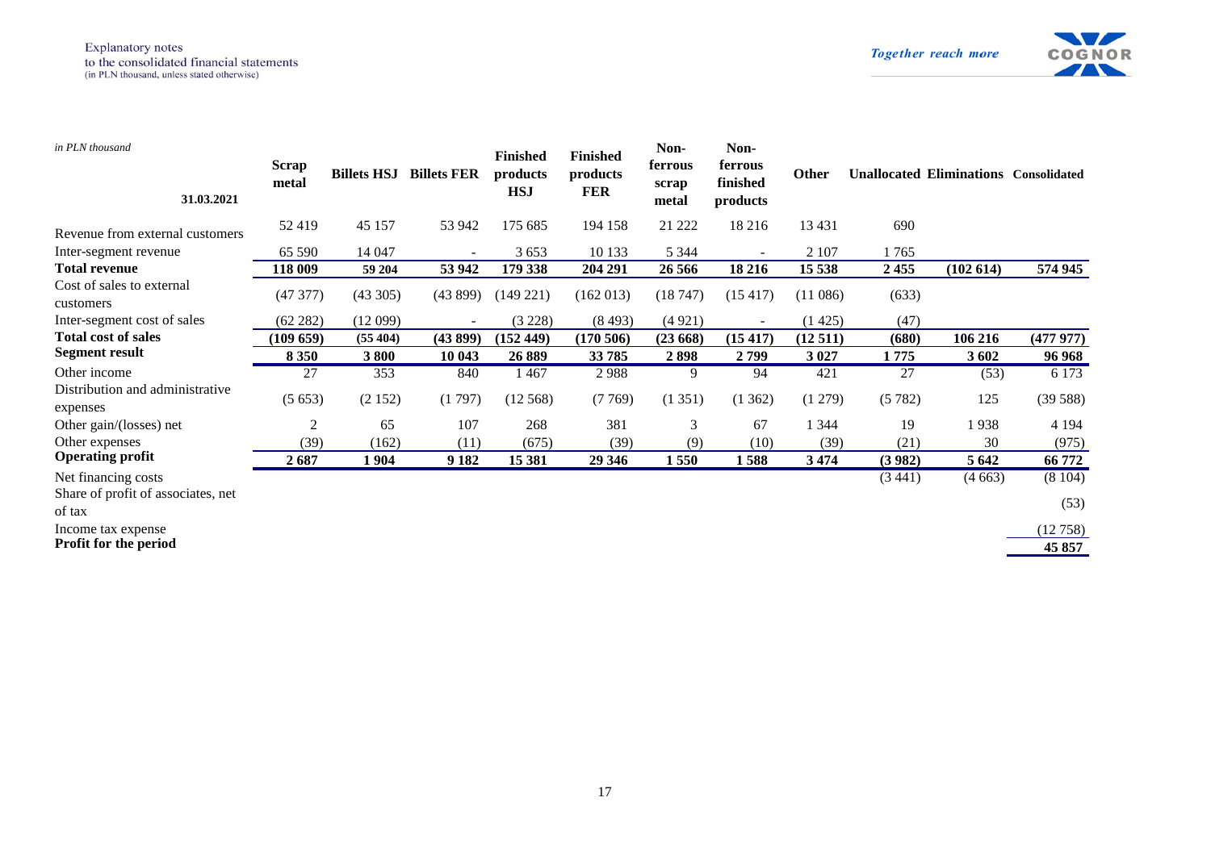*in PLN thousand*

| 31.03.2021 | Scrap metal | Billets HSJ | Billets FER | Finished products HSJ | Finished products FER | Non-ferrous scrap metal | Non-ferrous finished products | Other | Unallocated | Eliminations | Consolidated |
|---|---|---|---|---|---|---|---|---|---|---|---|
| Revenue from external customers | 52 419 | 45 157 | 53 942 | 175 685 | 194 158 | 21 222 | 18 216 | 13 431 | 690 | | |
| Inter-segment revenue | 65 590 | 14 047 | - | 3 653 | 10 133 | 5 344 | - | 2 107 | 1 765 | | |
| **Total revenue** | **118 009** | **59 204** | **53 942** | **179 338** | **204 291** | **26 566** | **18 216** | **15 538** | **2 455** | **(102 614)** | **574 945** |
| Cost of sales to external customers | (47 377) | (43 305) | (43 899) | (149 221) | (162 013) | (18 747) | (15 417) | (11 086) | (633) | | |
| Inter-segment cost of sales | (62 282) | (12 099) | - | (3 228) | (8 493) | (4 921) | - | (1 425) | (47) | | |
| **Total cost of sales** | **(109 659)** | **(55 404)** | **(43 899)** | **(152 449)** | **(170 506)** | **(23 668)** | **(15 417)** | **(12 511)** | **(680)** | **106 216** | **(477 977)** |
| **Segment result** | **8 350** | **3 800** | **10 043** | **26 889** | **33 785** | **2 898** | **2 799** | **3 027** | **1 775** | **3 602** | **96 968** |
| Other income | 27 | 353 | 840 | 1 467 | 2 988 | 9 | 94 | 421 | 27 | (53) | 6 173 |
| Distribution and administrative expenses | (5 653) | (2 152) | (1 797) | (12 568) | (7 769) | (1 351) | (1 362) | (1 279) | (5 782) | 125 | (39 588) |
| Other gain/(losses) net | 2 | 65 | 107 | 268 | 381 | 3 | 67 | 1 344 | 19 | 1 938 | 4 194 |
| Other expenses | (39) | (162) | (11) | (675) | (39) | (9) | (10) | (39) | (21) | 30 | (975) |
| **Operating profit** | **2 687** | **1 904** | **9 182** | **15 381** | **29 346** | **1 550** | **1 588** | **3 474** | **(3 982)** | **5 642** | **66 772** |
| Net financing costs | | | | | | | | | (3 441) | (4 663) | (8 104) |
| Share of profit of associates, net of tax | | | | | | | | | | | (53) |
| Income tax expense | | | | | | | | | | | (12 758) |
| **Profit for the period** | | | | | | | | | | | **45 857** |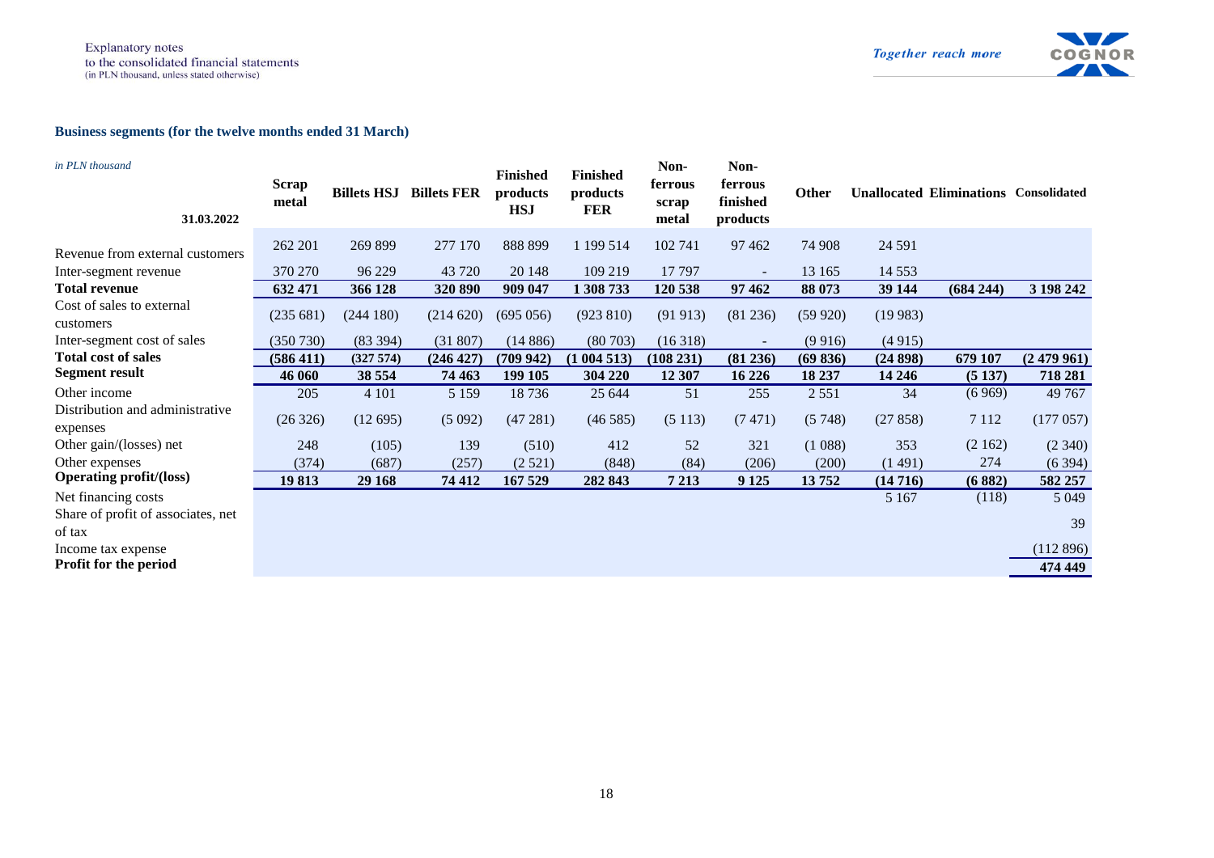## Business segments (for the twelve months ended 31 March)

*in PLN thousand*

| 31.03.2022 | Scrap metal | Billets HSJ | Billets FER | Finished products HSJ | Finished products FER | Non-ferrous scrap metal | Non-ferrous finished products | Other | Unallocated | Eliminations | Consolidated |
|---|---|---|---|---|---|---|---|---|---|---|---|
| Revenue from external customers | 262 201 | 269 899 | 277 170 | 888 899 | 1 199 514 | 102 741 | 97 462 | 74 908 | 24 591 | | |
| Inter-segment revenue | 370 270 | 96 229 | 43 720 | 20 148 | 109 219 | 17 797 | - | 13 165 | 14 553 | | |
| **Total revenue** | **632 471** | **366 128** | **320 890** | **909 047** | **1 308 733** | **120 538** | **97 462** | **88 073** | **39 144** | **(684 244)** | **3 198 242** |
| Cost of sales to external customers | (235 681) | (244 180) | (214 620) | (695 056) | (923 810) | (91 913) | (81 236) | (59 920) | (19 983) | | |
| Inter-segment cost of sales | (350 730) | (83 394) | (31 807) | (14 886) | (80 703) | (16 318) | - | (9 916) | (4 915) | | |
| **Total cost of sales** | **(586 411)** | **(327 574)** | **(246 427)** | **(709 942)** | **(1 004 513)** | **(108 231)** | **(81 236)** | **(69 836)** | **(24 898)** | **679 107** | **(2 479 961)** |
| **Segment result** | **46 060** | **38 554** | **74 463** | **199 105** | **304 220** | **12 307** | **16 226** | **18 237** | **14 246** | **(5 137)** | **718 281** |
| Other income | 205 | 4 101 | 5 159 | 18 736 | 25 644 | 51 | 255 | 2 551 | 34 | (6 969) | 49 767 |
| Distribution and administrative expenses | (26 326) | (12 695) | (5 092) | (47 281) | (46 585) | (5 113) | (7 471) | (5 748) | (27 858) | 7 112 | (177 057) |
| Other gain/(losses) net | 248 | (105) | 139 | (510) | 412 | 52 | 321 | (1 088) | 353 | (2 162) | (2 340) |
| Other expenses | (374) | (687) | (257) | (2 521) | (848) | (84) | (206) | (200) | (1 491) | 274 | (6 394) |
| **Operating profit/(loss)** | **19 813** | **29 168** | **74 412** | **167 529** | **282 843** | **7 213** | **9 125** | **13 752** | **(14 716)** | **(6 882)** | **582 257** |
| Net financing costs | | | | | | | | | 5 167 | (118) | 5 049 |
| Share of profit of associates, net of tax | | | | | | | | | | | 39 |
| Income tax expense | | | | | | | | | | | (112 896) |
| **Profit for the period** | | | | | | | | | | | **474 449** |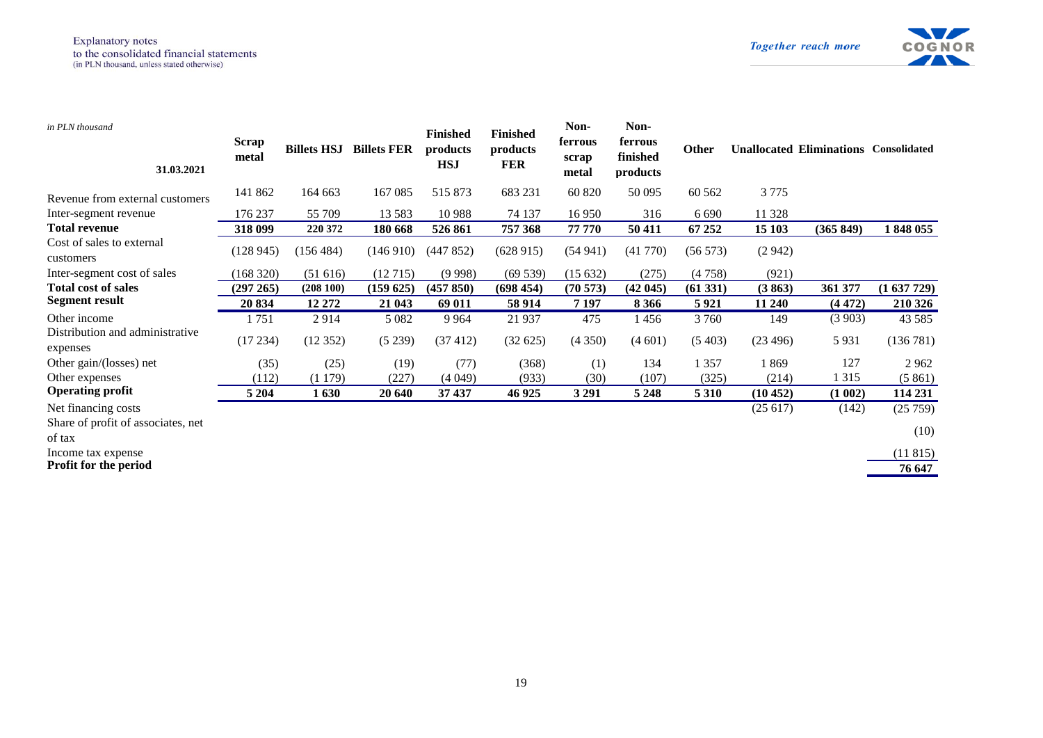*in PLN thousand*

| 31.03.2021 | Scrap metal | Billets HSJ | Billets FER | Finished products HSJ | Finished products FER | Non-ferrous scrap metal | Non-ferrous finished products | Other | Unallocated | Eliminations | Consolidated |
|---|---|---|---|---|---|---|---|---|---|---|---|
| Revenue from external customers | 141 862 | 164 663 | 167 085 | 515 873 | 683 231 | 60 820 | 50 095 | 60 562 | 3 775 | | |
| Inter-segment revenue | 176 237 | 55 709 | 13 583 | 10 988 | 74 137 | 16 950 | 316 | 6 690 | 11 328 | | |
| **Total revenue** | **318 099** | **220 372** | **180 668** | **526 861** | **757 368** | **77 770** | **50 411** | **67 252** | **15 103** | **(365 849)** | **1 848 055** |
| Cost of sales to external customers | (128 945) | (156 484) | (146 910) | (447 852) | (628 915) | (54 941) | (41 770) | (56 573) | (2 942) | | |
| Inter-segment cost of sales | (168 320) | (51 616) | (12 715) | (9 998) | (69 539) | (15 632) | (275) | (4 758) | (921) | | |
| **Total cost of sales** | **(297 265)** | **(208 100)** | **(159 625)** | **(457 850)** | **(698 454)** | **(70 573)** | **(42 045)** | **(61 331)** | **(3 863)** | **361 377** | **(1 637 729)** |
| **Segment result** | **20 834** | **12 272** | **21 043** | **69 011** | **58 914** | **7 197** | **8 366** | **5 921** | **11 240** | **(4 472)** | **210 326** |
| Other income | 1 751 | 2 914 | 5 082 | 9 964 | 21 937 | 475 | 1 456 | 3 760 | 149 | (3 903) | 43 585 |
| Distribution and administrative expenses | (17 234) | (12 352) | (5 239) | (37 412) | (32 625) | (4 350) | (4 601) | (5 403) | (23 496) | 5 931 | (136 781) |
| Other gain/(losses) net | (35) | (25) | (19) | (77) | (368) | (1) | 134 | 1 357 | 1 869 | 127 | 2 962 |
| Other expenses | (112) | (1 179) | (227) | (4 049) | (933) | (30) | (107) | (325) | (214) | 1 315 | (5 861) |
| **Operating profit** | **5 204** | **1 630** | **20 640** | **37 437** | **46 925** | **3 291** | **5 248** | **5 310** | **(10 452)** | **(1 002)** | **114 231** |
| Net financing costs | | | | | | | | | (25 617) | (142) | (25 759) |
| Share of profit of associates, net of tax | | | | | | | | | | | (10) |
| Income tax expense | | | | | | | | | | | (11 815) |
| **Profit for the period** | | | | | | | | | | | **76 647** |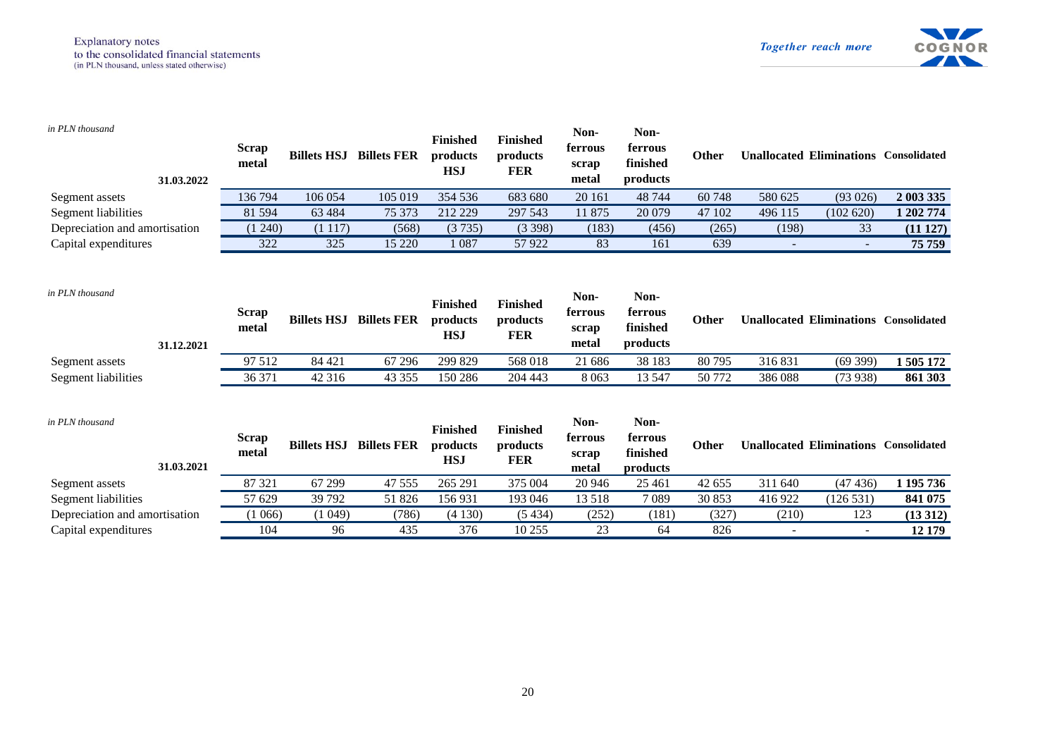*in PLN thousand*

| 31.03.2022 | Scrap metal | Billets HSJ | Billets FER | Finished products HSJ | Finished products FER | Non-ferrous scrap metal | Non-ferrous finished products | Other | Unallocated | Eliminations | Consolidated |
|---|---|---|---|---|---|---|---|---|---|---|---|
| Segment assets | 136 794 | 106 054 | 105 019 | 354 536 | 683 680 | 20 161 | 48 744 | 60 748 | 580 625 | (93 026) | **2 003 335** |
| Segment liabilities | 81 594 | 63 484 | 75 373 | 212 229 | 297 543 | 11 875 | 20 079 | 47 102 | 496 115 | (102 620) | **1 202 774** |
| Depreciation and amortisation | (1 240) | (1 117) | (568) | (3 735) | (3 398) | (183) | (456) | (265) | (198) | 33 | **(11 127)** |
| Capital expenditures | 322 | 325 | 15 220 | 1 087 | 57 922 | 83 | 161 | 639 | - | - | **75 759** |

*in PLN thousand*

| 31.12.2021 | Scrap metal | Billets HSJ | Billets FER | Finished products HSJ | Finished products FER | Non-ferrous scrap metal | Non-ferrous finished products | Other | Unallocated | Eliminations | Consolidated |
|---|---|---|---|---|---|---|---|---|---|---|---|
| Segment assets | 97 512 | 84 421 | 67 296 | 299 829 | 568 018 | 21 686 | 38 183 | 80 795 | 316 831 | (69 399) | **1 505 172** |
| Segment liabilities | 36 371 | 42 316 | 43 355 | 150 286 | 204 443 | 8 063 | 13 547 | 50 772 | 386 088 | (73 938) | **861 303** |

*in PLN thousand*

| 31.03.2021 | Scrap metal | Billets HSJ | Billets FER | Finished products HSJ | Finished products FER | Non-ferrous scrap metal | Non-ferrous finished products | Other | Unallocated | Eliminations | Consolidated |
|---|---|---|---|---|---|---|---|---|---|---|---|
| Segment assets | 87 321 | 67 299 | 47 555 | 265 291 | 375 004 | 20 946 | 25 461 | 42 655 | 311 640 | (47 436) | **1 195 736** |
| Segment liabilities | 57 629 | 39 792 | 51 826 | 156 931 | 193 046 | 13 518 | 7 089 | 30 853 | 416 922 | (126 531) | **841 075** |
| Depreciation and amortisation | (1 066) | (1 049) | (786) | (4 130) | (5 434) | (252) | (181) | (327) | (210) | 123 | **(13 312)** |
| Capital expenditures | 104 | 96 | 435 | 376 | 10 255 | 23 | 64 | 826 | - | - | **12 179** |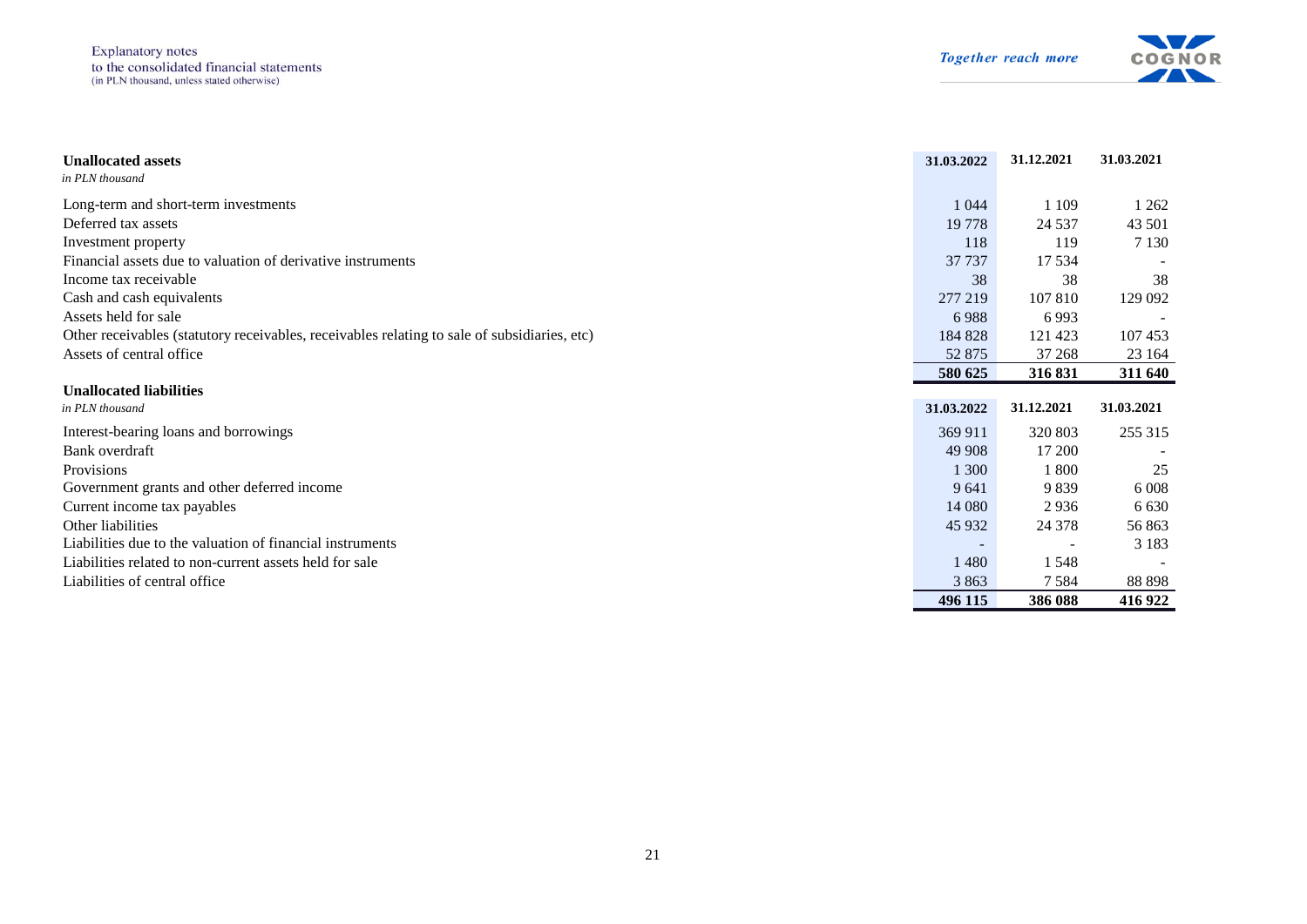**Unallocated assets**

| *in PLN thousand* | 31.03.2022 | 31.12.2021 | 31.03.2021 |
|---|---|---|---|
| Long-term and short-term investments | 1 044 | 1 109 | 1 262 |
| Deferred tax assets | 19 778 | 24 537 | 43 501 |
| Investment property | 118 | 119 | 7 130 |
| Financial assets due to valuation of derivative instruments | 37 737 | 17 534 | - |
| Income tax receivable | 38 | 38 | 38 |
| Cash and cash equivalents | 277 219 | 107 810 | 129 092 |
| Assets held for sale | 6 988 | 6 993 | - |
| Other receivables (statutory receivables, receivables relating to sale of subsidiaries, etc) | 184 828 | 121 423 | 107 453 |
| Assets of central office | 52 875 | 37 268 | 23 164 |
| | **580 625** | **316 831** | **311 640** |

**Unallocated liabilities**

| *in PLN thousand* | 31.03.2022 | 31.12.2021 | 31.03.2021 |
|---|---|---|---|
| Interest-bearing loans and borrowings | 369 911 | 320 803 | 255 315 |
| Bank overdraft | 49 908 | 17 200 | - |
| Provisions | 1 300 | 1 800 | 25 |
| Government grants and other deferred income | 9 641 | 9 839 | 6 008 |
| Current income tax payables | 14 080 | 2 936 | 6 630 |
| Other liabilities | 45 932 | 24 378 | 56 863 |
| Liabilities due to the valuation of financial instruments | - | - | 3 183 |
| Liabilities related to non-current assets held for sale | 1 480 | 1 548 | - |
| Liabilities of central office | 3 863 | 7 584 | 88 898 |
| | **496 115** | **386 088** | **416 922** |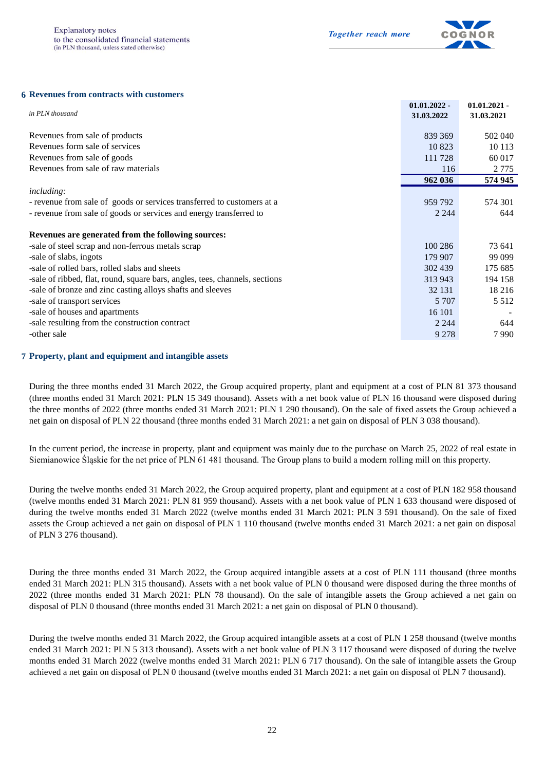## 6 Revenues from contracts with customers

| *in PLN thousand* | 01.01.2022 - 31.03.2022 | 01.01.2021 - 31.03.2021 |
|---|---|---|
| Revenues from sale of products | 839 369 | 502 040 |
| Revenues form sale of services | 10 823 | 10 113 |
| Revenues from sale of goods | 111 728 | 60 017 |
| Revenues from sale of raw materials | 116 | 2 775 |
| | **962 036** | **574 945** |
| *including:* | | |
| - revenue from sale of goods or services transferred to customers at a | 959 792 | 574 301 |
| - revenue from sale of goods or services and energy transferred to | 2 244 | 644 |
| | | |
| **Revenues are generated from the following sources:** | | |
| -sale of steel scrap and non-ferrous metals scrap | 100 286 | 73 641 |
| -sale of slabs, ingots | 179 907 | 99 099 |
| -sale of rolled bars, rolled slabs and sheets | 302 439 | 175 685 |
| -sale of ribbed, flat, round, square bars, angles, tees, channels, sections | 313 943 | 194 158 |
| -sale of bronze and zinc casting alloys shafts and sleeves | 32 131 | 18 216 |
| -sale of transport services | 5 707 | 5 512 |
| -sale of houses and apartments | 16 101 | - |
| -sale resulting from the construction contract | 2 244 | 644 |
| -other sale | 9 278 | 7 990 |

## 7 Property, plant and equipment and intangible assets

During the three months ended 31 March 2022, the Group acquired property, plant and equipment at a cost of PLN 81 373 thousand (three months ended 31 March 2021: PLN 15 349 thousand). Assets with a net book value of PLN 16 thousand were disposed during the three months of 2022 (three months ended 31 March 2021: PLN 1 290 thousand). On the sale of fixed assets the Group achieved a net gain on disposal of PLN 22 thousand (three months ended 31 March 2021: a net gain on disposal of PLN 3 038 thousand).

In the current period, the increase in property, plant and equipment was mainly due to the purchase on March 25, 2022 of real estate in Siemianowice Śląskie for the net price of PLN 61 481 thousand. The Group plans to build a modern rolling mill on this property.

During the twelve months ended 31 March 2022, the Group acquired property, plant and equipment at a cost of PLN 182 958 thousand (twelve months ended 31 March 2021: PLN 81 959 thousand). Assets with a net book value of PLN 1 633 thousand were disposed of during the twelve months ended 31 March 2022 (twelve months ended 31 March 2021: PLN 3 591 thousand). On the sale of fixed assets the Group achieved a net gain on disposal of PLN 1 110 thousand (twelve months ended 31 March 2021: a net gain on disposal of PLN 3 276 thousand).

During the three months ended 31 March 2022, the Group acquired intangible assets at a cost of PLN 111 thousand (three months ended 31 March 2021: PLN 315 thousand). Assets with a net book value of PLN 0 thousand were disposed during the three months of 2022 (three months ended 31 March 2021: PLN 78 thousand). On the sale of intangible assets the Group achieved a net gain on disposal of PLN 0 thousand (three months ended 31 March 2021: a net gain on disposal of PLN 0 thousand).

During the twelve months ended 31 March 2022, the Group acquired intangible assets at a cost of PLN 1 258 thousand (twelve months ended 31 March 2021: PLN 5 313 thousand). Assets with a net book value of PLN 3 117 thousand were disposed of during the twelve months ended 31 March 2022 (twelve months ended 31 March 2021: PLN 6 717 thousand). On the sale of intangible assets the Group achieved a net gain on disposal of PLN 0 thousand (twelve months ended 31 March 2021: a net gain on disposal of PLN 7 thousand).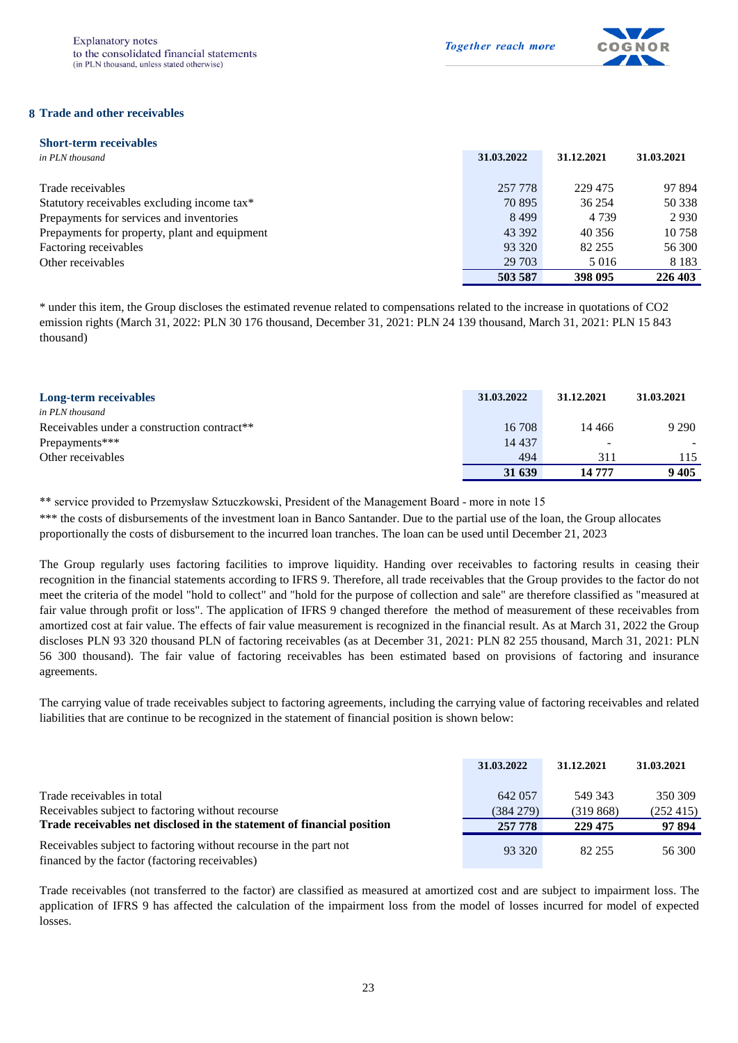## 8 Trade and other receivables

### Short-term receivables

*in PLN thousand*

| | 31.03.2022 | 31.12.2021 | 31.03.2021 |
|---|---|---|---|
| Trade receivables | 257 778 | 229 475 | 97 894 |
| Statutory receivables excluding income tax* | 70 895 | 36 254 | 50 338 |
| Prepayments for services and inventories | 8 499 | 4 739 | 2 930 |
| Prepayments for property, plant and equipment | 43 392 | 40 356 | 10 758 |
| Factoring receivables | 93 320 | 82 255 | 56 300 |
| Other receivables | 29 703 | 5 016 | 8 183 |
| | **503 587** | **398 095** | **226 403** |

\* under this item, the Group discloses the estimated revenue related to compensations related to the increase in quotations of $CO_2$ emission rights (March 31, 2022: PLN 30 176 thousand, December 31, 2021: PLN 24 139 thousand, March 31, 2021: PLN 15 843 thousand)

### Long-term receivables

*in PLN thousand*

| | 31.03.2022 | 31.12.2021 | 31.03.2021 |
|---|---|---|---|
| Receivables under a construction contract** | 16 708 | 14 466 | 9 290 |
| Prepayments*** | 14 437 | - | - |
| Other receivables | 494 | 311 | 115 |
| | **31 639** | **14 777** | **9 405** |

\** service provided to Przemysław Sztuczkowski, President of the Management Board - more in note 15

\*** the costs of disbursements of the investment loan in Banco Santander. Due to the partial use of the loan, the Group allocates proportionally the costs of disbursement to the incurred loan tranches. The loan can be used until December 21, 2023

The Group regularly uses factoring facilities to improve liquidity. Handing over receivables to factoring results in ceasing their recognition in the financial statements according to IFRS 9. Therefore, all trade receivables that the Group provides to the factor do not meet the criteria of the model "hold to collect" and "hold for the purpose of collection and sale" are therefore classified as "measured at fair value through profit or loss". The application of IFRS 9 changed therefore the method of measurement of these receivables from amortized cost at fair value. The effects of fair value measurement is recognized in the financial result. As at March 31, 2022 the Group discloses PLN 93 320 thousand PLN of factoring receivables (as at December 31, 2021: PLN 82 255 thousand, March 31, 2021: PLN 56 300 thousand). The fair value of factoring receivables has been estimated based on provisions of factoring and insurance agreements.

The carrying value of trade receivables subject to factoring agreements, including the carrying value of factoring receivables and related liabilities that are continue to be recognized in the statement of financial position is shown below:

| | 31.03.2022 | 31.12.2021 | 31.03.2021 |
|---|---|---|---|
| Trade receivables in total | 642 057 | 549 343 | 350 309 |
| Receivables subject to factoring without recourse | (384 279) | (319 868) | (252 415) |
| **Trade receivables net disclosed in the statement of financial position** | **257 778** | **229 475** | **97 894** |
| Receivables subject to factoring without recourse in the part not financed by the factor (factoring receivables) | 93 320 | 82 255 | 56 300 |

Trade receivables (not transferred to the factor) are classified as measured at amortized cost and are subject to impairment loss. The application of IFRS 9 has affected the calculation of the impairment loss from the model of losses incurred for model of expected losses.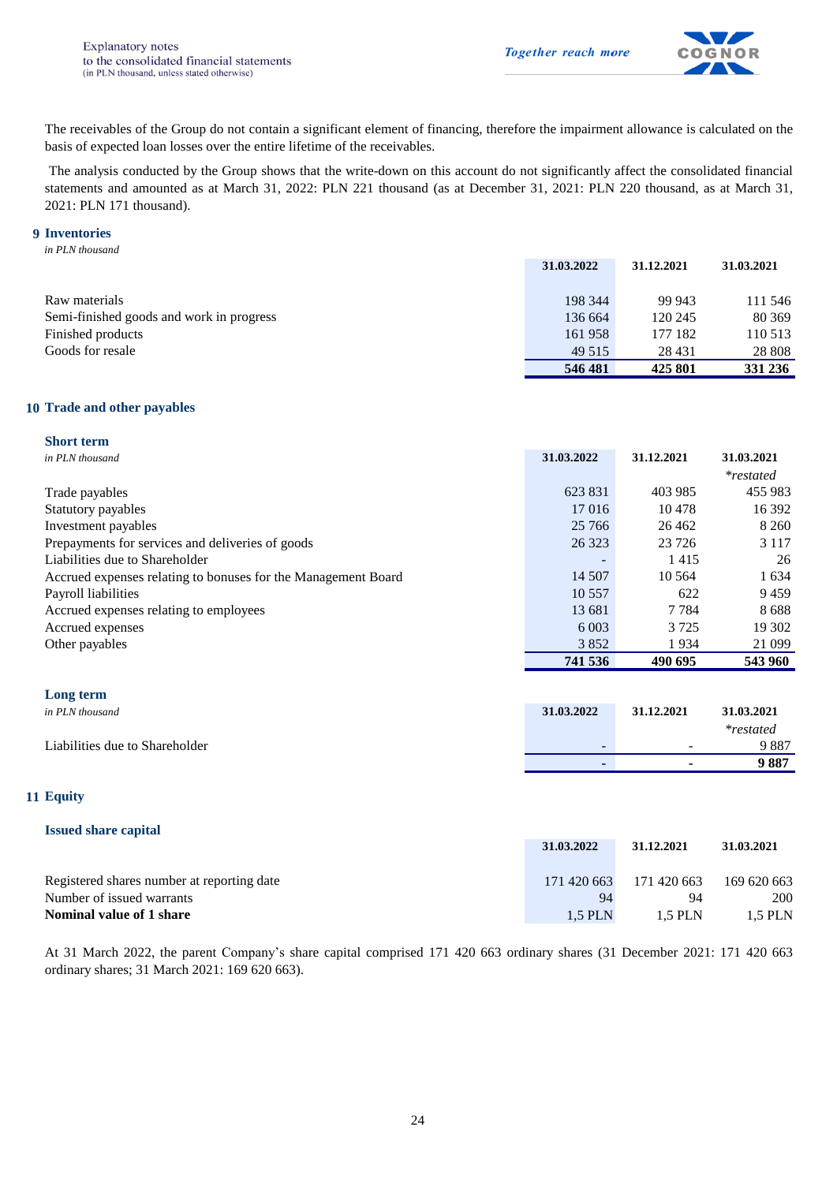The receivables of the Group do not contain a significant element of financing, therefore the impairment allowance is calculated on the basis of expected loan losses over the entire lifetime of the receivables.

The analysis conducted by the Group shows that the write-down on this account do not significantly affect the consolidated financial statements and amounted as at March 31, 2022: PLN 221 thousand (as at December 31, 2021: PLN 220 thousand, as at March 31, 2021: PLN 171 thousand).

## 9 Inventories

*in PLN thousand*

| | 31.03.2022 | 31.12.2021 | 31.03.2021 |
|---|---|---|---|
| Raw materials | 198 344 | 99 943 | 111 546 |
| Semi-finished goods and work in progress | 136 664 | 120 245 | 80 369 |
| Finished products | 161 958 | 177 182 | 110 513 |
| Goods for resale | 49 515 | 28 431 | 28 808 |
| | **546 481** | **425 801** | **331 236** |

## 10 Trade and other payables

### Short term

| *in PLN thousand* | 31.03.2022 | 31.12.2021 | 31.03.2021<br>*\*restated* |
|---|---|---|---|
| Trade payables | 623 831 | 403 985 | 455 983 |
| Statutory payables | 17 016 | 10 478 | 16 392 |
| Investment payables | 25 766 | 26 462 | 8 260 |
| Prepayments for services and deliveries of goods | 26 323 | 23 726 | 3 117 |
| Liabilities due to Shareholder | - | 1 415 | 26 |
| Accrued expenses relating to bonuses for the Management Board | 14 507 | 10 564 | 1 634 |
| Payroll liabilities | 10 557 | 622 | 9 459 |
| Accrued expenses relating to employees | 13 681 | 7 784 | 8 688 |
| Accrued expenses | 6 003 | 3 725 | 19 302 |
| Other payables | 3 852 | 1 934 | 21 099 |
| | **741 536** | **490 695** | **543 960** |

### Long term

| *in PLN thousand* | 31.03.2022 | 31.12.2021 | 31.03.2021<br>*\*restated* |
|---|---|---|---|
| Liabilities due to Shareholder | - | - | 9 887 |
| | **-** | **-** | **9 887** |

## 11 Equity

### Issued share capital

| | 31.03.2022 | 31.12.2021 | 31.03.2021 |
|---|---|---|---|
| Registered shares number at reporting date | 171 420 663 | 171 420 663 | 169 620 663 |
| Number of issued warrants | 94 | 94 | 200 |
| **Nominal value of 1 share** | 1,5 PLN | 1,5 PLN | 1,5 PLN |

At 31 March 2022, the parent Company's share capital comprised 171 420 663 ordinary shares (31 December 2021: 171 420 663 ordinary shares; 31 March 2021: 169 620 663).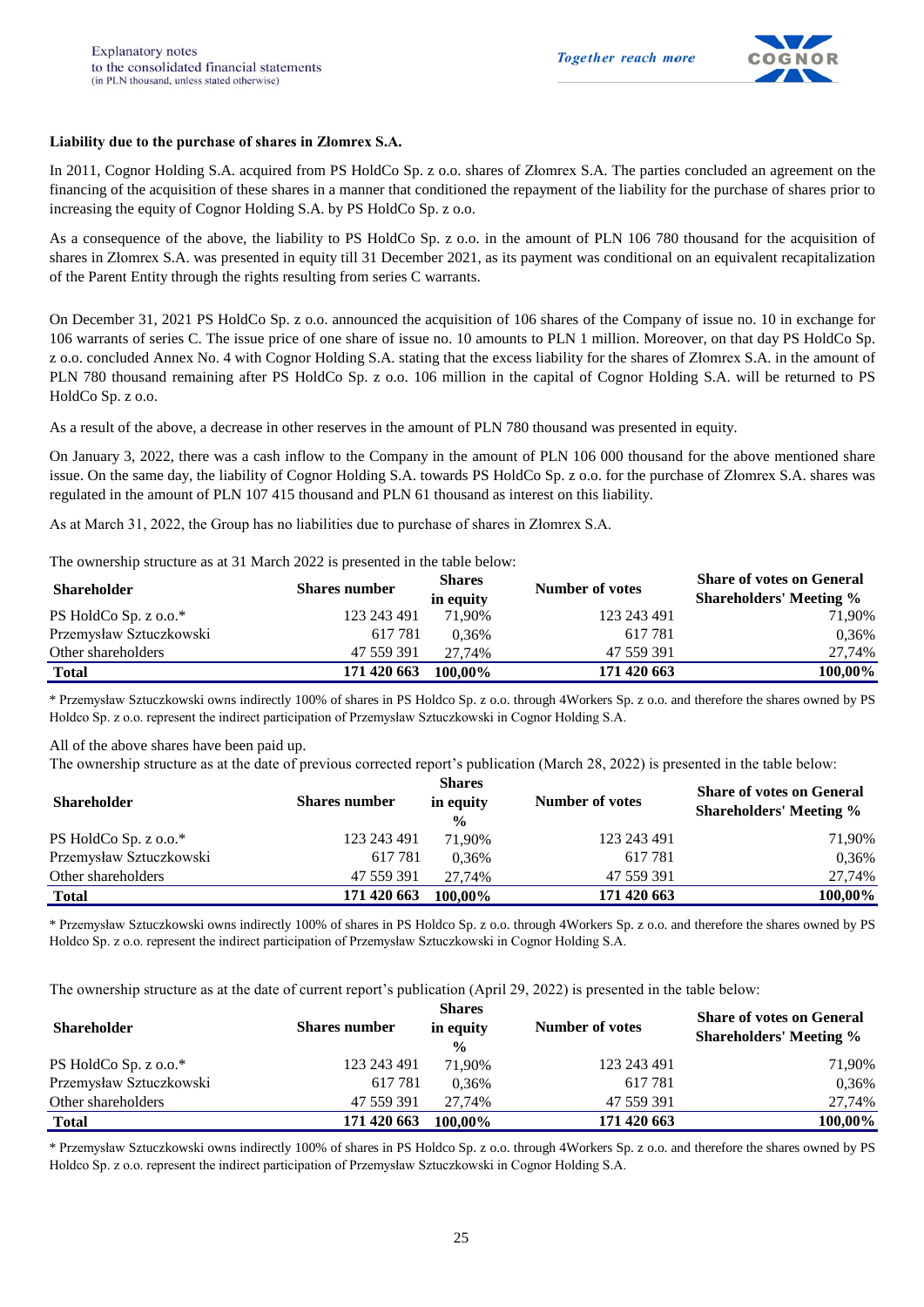**Liability due to the purchase of shares in Złomrex S.A.**

In 2011, Cognor Holding S.A. acquired from PS HoldCo Sp. z o.o. shares of Złomrex S.A. The parties concluded an agreement on the financing of the acquisition of these shares in a manner that conditioned the repayment of the liability for the purchase of shares prior to increasing the equity of Cognor Holding S.A. by PS HoldCo Sp. z o.o.

As a consequence of the above, the liability to PS HoldCo Sp. z o.o. in the amount of PLN 106 780 thousand for the acquisition of shares in Złomrex S.A. was presented in equity till 31 December 2021, as its payment was conditional on an equivalent recapitalization of the Parent Entity through the rights resulting from series C warrants.

On December 31, 2021 PS HoldCo Sp. z o.o. announced the acquisition of 106 shares of the Company of issue no. 10 in exchange for 106 warrants of series C. The issue price of one share of issue no. 10 amounts to PLN 1 million. Moreover, on that day PS HoldCo Sp. z o.o. concluded Annex No. 4 with Cognor Holding S.A. stating that the excess liability for the shares of Złomrex S.A. in the amount of PLN 780 thousand remaining after PS HoldCo Sp. z o.o. 106 million in the capital of Cognor Holding S.A. will be returned to PS HoldCo Sp. z o.o.

As a result of the above, a decrease in other reserves in the amount of PLN 780 thousand was presented in equity.

On January 3, 2022, there was a cash inflow to the Company in the amount of PLN 106 000 thousand for the above mentioned share issue. On the same day, the liability of Cognor Holding S.A. towards PS HoldCo Sp. z o.o. for the purchase of Złomrex S.A. shares was regulated in the amount of PLN 107 415 thousand and PLN 61 thousand as interest on this liability.

As at March 31, 2022, the Group has no liabilities due to purchase of shares in Złomrex S.A.

The ownership structure as at 31 March 2022 is presented in the table below:

| Shareholder | Shares number | Shares in equity | Number of votes | Share of votes on General Shareholders' Meeting % |
|---|---|---|---|---|
| PS HoldCo Sp. z o.o.* | 123 243 491 | 71,90% | 123 243 491 | 71,90% |
| Przemysław Sztuczkowski | 617 781 | 0,36% | 617 781 | 0,36% |
| Other shareholders | 47 559 391 | 27,74% | 47 559 391 | 27,74% |
| **Total** | **171 420 663** | **100,00%** | **171 420 663** | **100,00%** |

\* Przemysław Sztuczkowski owns indirectly 100% of shares in PS Holdco Sp. z o.o. through 4Workers Sp. z o.o. and therefore the shares owned by PS Holdco Sp. z o.o. represent the indirect participation of Przemysław Sztuczkowski in Cognor Holding S.A.

All of the above shares have been paid up.

The ownership structure as at the date of previous corrected report's publication (March 28, 2022) is presented in the table below:

| Shareholder | Shares number | Shares in equity % | Number of votes | Share of votes on General Shareholders' Meeting % |
|---|---|---|---|---|
| PS HoldCo Sp. z o.o.* | 123 243 491 | 71,90% | 123 243 491 | 71,90% |
| Przemysław Sztuczkowski | 617 781 | 0,36% | 617 781 | 0,36% |
| Other shareholders | 47 559 391 | 27,74% | 47 559 391 | 27,74% |
| **Total** | **171 420 663** | **100,00%** | **171 420 663** | **100,00%** |

\* Przemysław Sztuczkowski owns indirectly 100% of shares in PS Holdco Sp. z o.o. through 4Workers Sp. z o.o. and therefore the shares owned by PS Holdco Sp. z o.o. represent the indirect participation of Przemysław Sztuczkowski in Cognor Holding S.A.

The ownership structure as at the date of current report's publication (April 29, 2022) is presented in the table below:

| Shareholder | Shares number | Shares in equity % | Number of votes | Share of votes on General Shareholders' Meeting % |
|---|---|---|---|---|
| PS HoldCo Sp. z o.o.* | 123 243 491 | 71,90% | 123 243 491 | 71,90% |
| Przemysław Sztuczkowski | 617 781 | 0,36% | 617 781 | 0,36% |
| Other shareholders | 47 559 391 | 27,74% | 47 559 391 | 27,74% |
| **Total** | **171 420 663** | **100,00%** | **171 420 663** | **100,00%** |

\* Przemysław Sztuczkowski owns indirectly 100% of shares in PS Holdco Sp. z o.o. through 4Workers Sp. z o.o. and therefore the shares owned by PS Holdco Sp. z o.o. represent the indirect participation of Przemysław Sztuczkowski in Cognor Holding S.A.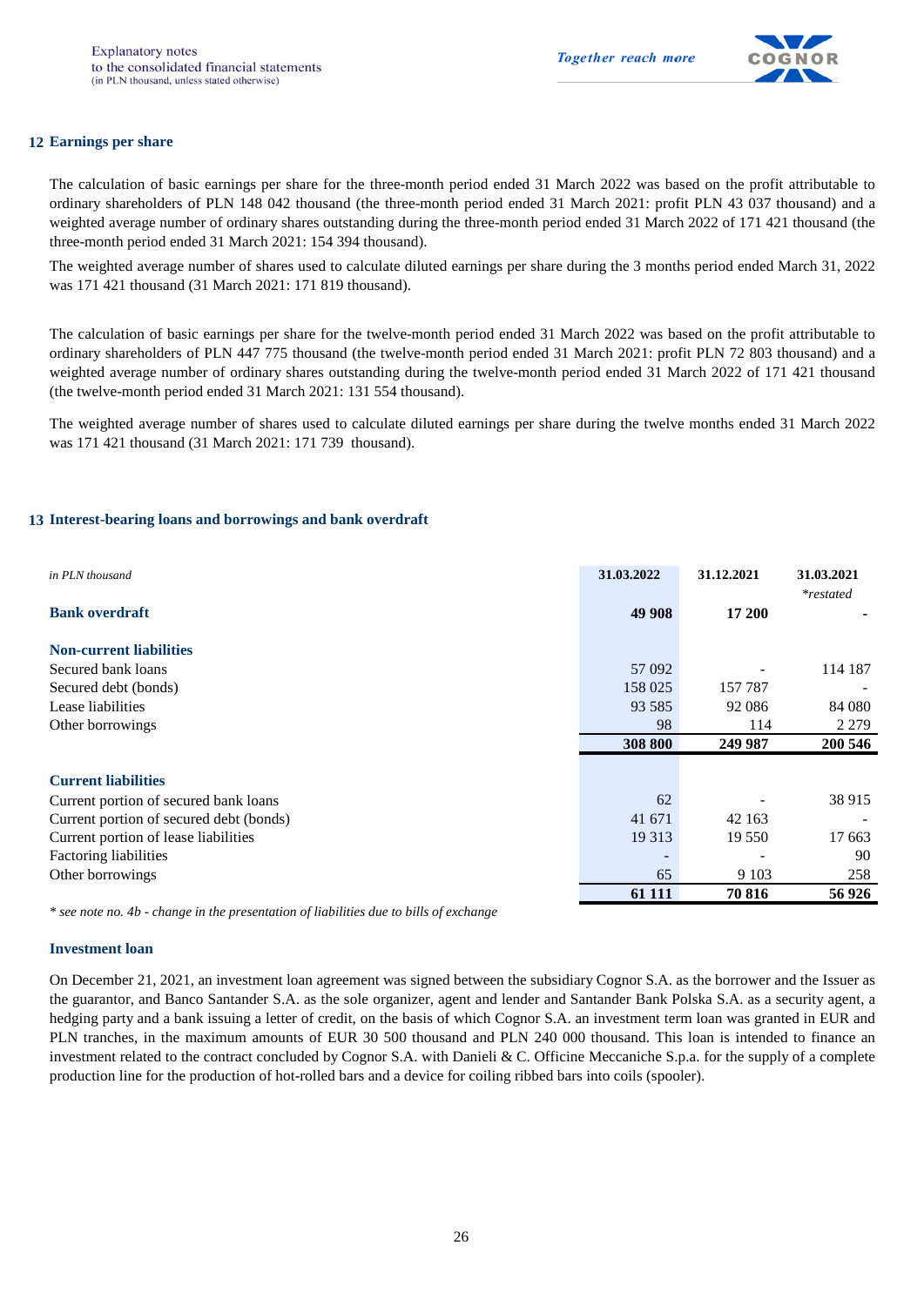## 12 Earnings per share

The calculation of basic earnings per share for the three-month period ended 31 March 2022 was based on the profit attributable to ordinary shareholders of PLN 148 042 thousand (the three-month period ended 31 March 2021: profit PLN 43 037 thousand) and a weighted average number of ordinary shares outstanding during the three-month period ended 31 March 2022 of 171 421 thousand (the three-month period ended 31 March 2021: 154 394 thousand).

The weighted average number of shares used to calculate diluted earnings per share during the 3 months period ended March 31, 2022 was 171 421 thousand (31 March 2021: 171 819 thousand).

The calculation of basic earnings per share for the twelve-month period ended 31 March 2022 was based on the profit attributable to ordinary shareholders of PLN 447 775 thousand (the twelve-month period ended 31 March 2021: profit PLN 72 803 thousand) and a weighted average number of ordinary shares outstanding during the twelve-month period ended 31 March 2022 of 171 421 thousand (the twelve-month period ended 31 March 2021: 131 554 thousand).

The weighted average number of shares used to calculate diluted earnings per share during the twelve months ended 31 March 2022 was 171 421 thousand (31 March 2021: 171 739 thousand).

## 13 Interest-bearing loans and borrowings and bank overdraft

| *in PLN thousand* | **31.03.2022** | **31.12.2021** | **31.03.2021** *\*restated* |
|---|---|---|---|
| **Bank overdraft** | **49 908** | **17 200** | **-** |
| **Non-current liabilities** | | | |
| Secured bank loans | 57 092 | - | 114 187 |
| Secured debt (bonds) | 158 025 | 157 787 | - |
| Lease liabilities | 93 585 | 92 086 | 84 080 |
| Other borrowings | 98 | 114 | 2 279 |
| | **308 800** | **249 987** | **200 546** |
| **Current liabilities** | | | |
| Current portion of secured bank loans | 62 | - | 38 915 |
| Current portion of secured debt (bonds) | 41 671 | 42 163 | - |
| Current portion of lease liabilities | 19 313 | 19 550 | 17 663 |
| Factoring liabilities | - | - | 90 |
| Other borrowings | 65 | 9 103 | 258 |
| | **61 111** | **70 816** | **56 926** |

*\* see note no. 4b - change in the presentation of liabilities due to bills of exchange*

### Investment loan

On December 21, 2021, an investment loan agreement was signed between the subsidiary Cognor S.A. as the borrower and the Issuer as the guarantor, and Banco Santander S.A. as the sole organizer, agent and lender and Santander Bank Polska S.A. as a security agent, a hedging party and a bank issuing a letter of credit, on the basis of which Cognor S.A. an investment term loan was granted in EUR and PLN tranches, in the maximum amounts of EUR 30 500 thousand and PLN 240 000 thousand. This loan is intended to finance an investment related to the contract concluded by Cognor S.A. with Danieli & C. Officine Meccaniche S.p.a. for the supply of a complete production line for the production of hot-rolled bars and a device for coiling ribbed bars into coils (spooler).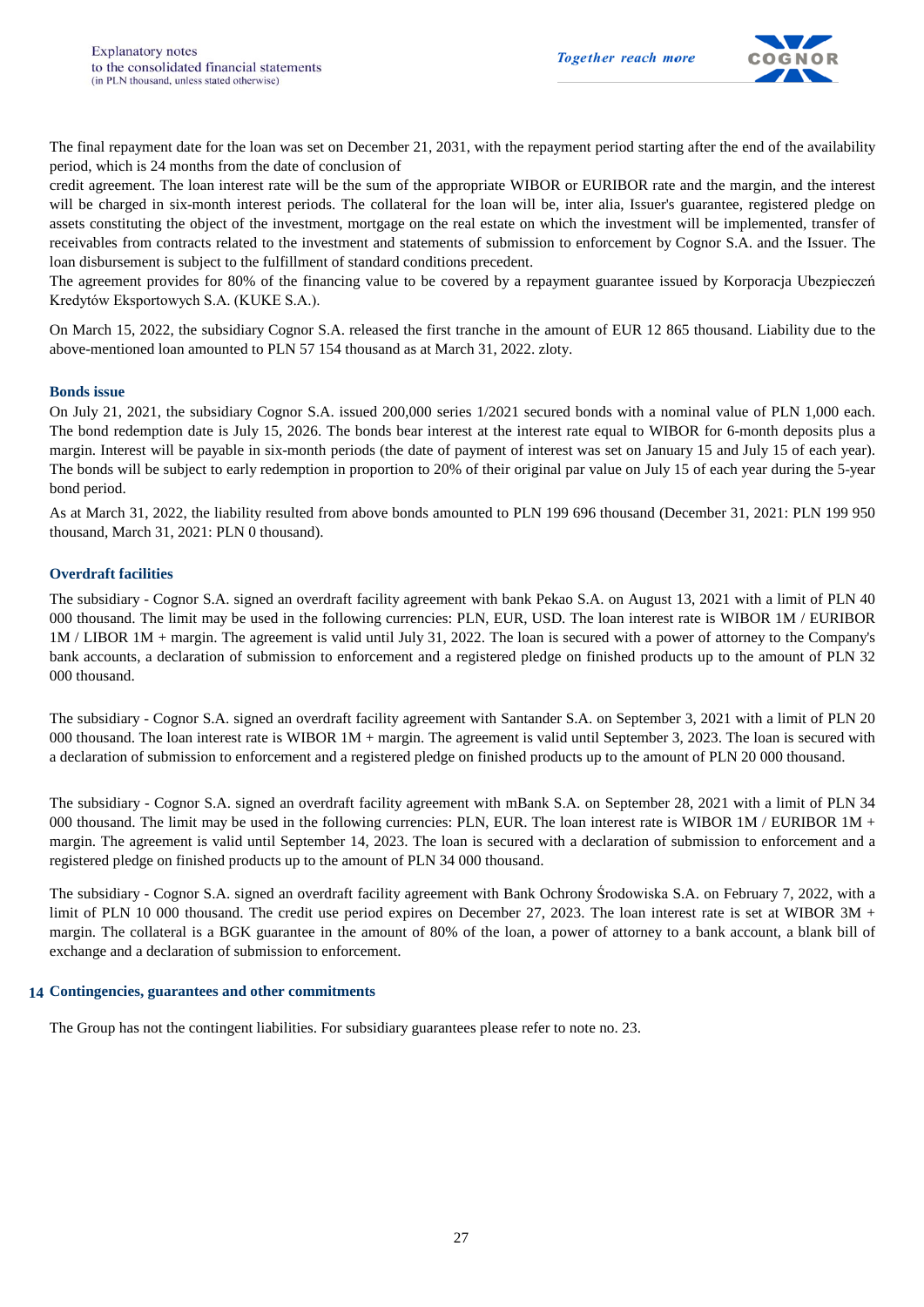The final repayment date for the loan was set on December 21, 2031, with the repayment period starting after the end of the availability period, which is 24 months from the date of conclusion of

credit agreement. The loan interest rate will be the sum of the appropriate WIBOR or EURIBOR rate and the margin, and the interest will be charged in six-month interest periods. The collateral for the loan will be, inter alia, Issuer's guarantee, registered pledge on assets constituting the object of the investment, mortgage on the real estate on which the investment will be implemented, transfer of receivables from contracts related to the investment and statements of submission to enforcement by Cognor S.A. and the Issuer. The loan disbursement is subject to the fulfillment of standard conditions precedent.

The agreement provides for 80% of the financing value to be covered by a repayment guarantee issued by Korporacja Ubezpieczeń Kredytów Eksportowych S.A. (KUKE S.A.).

On March 15, 2022, the subsidiary Cognor S.A. released the first tranche in the amount of EUR 12 865 thousand. Liability due to the above-mentioned loan amounted to PLN 57 154 thousand as at March 31, 2022. zloty.

### Bonds issue

On July 21, 2021, the subsidiary Cognor S.A. issued 200,000 series 1/2021 secured bonds with a nominal value of PLN 1,000 each. The bond redemption date is July 15, 2026. The bonds bear interest at the interest rate equal to WIBOR for 6-month deposits plus a margin. Interest will be payable in six-month periods (the date of payment of interest was set on January 15 and July 15 of each year). The bonds will be subject to early redemption in proportion to 20% of their original par value on July 15 of each year during the 5-year bond period.

As at March 31, 2022, the liability resulted from above bonds amounted to PLN 199 696 thousand (December 31, 2021: PLN 199 950 thousand, March 31, 2021: PLN 0 thousand).

### Overdraft facilities

The subsidiary - Cognor S.A. signed an overdraft facility agreement with bank Pekao S.A. on August 13, 2021 with a limit of PLN 40 000 thousand. The limit may be used in the following currencies: PLN, EUR, USD. The loan interest rate is WIBOR 1M / EURIBOR 1M / LIBOR 1M + margin. The agreement is valid until July 31, 2022. The loan is secured with a power of attorney to the Company's bank accounts, a declaration of submission to enforcement and a registered pledge on finished products up to the amount of PLN 32 000 thousand.

The subsidiary - Cognor S.A. signed an overdraft facility agreement with Santander S.A. on September 3, 2021 with a limit of PLN 20 000 thousand. The loan interest rate is WIBOR 1M + margin. The agreement is valid until September 3, 2023. The loan is secured with a declaration of submission to enforcement and a registered pledge on finished products up to the amount of PLN 20 000 thousand.

The subsidiary - Cognor S.A. signed an overdraft facility agreement with mBank S.A. on September 28, 2021 with a limit of PLN 34 000 thousand. The limit may be used in the following currencies: PLN, EUR. The loan interest rate is WIBOR 1M / EURIBOR 1M + margin. The agreement is valid until September 14, 2023. The loan is secured with a declaration of submission to enforcement and a registered pledge on finished products up to the amount of PLN 34 000 thousand.

The subsidiary - Cognor S.A. signed an overdraft facility agreement with Bank Ochrony Środowiska S.A. on February 7, 2022, with a limit of PLN 10 000 thousand. The credit use period expires on December 27, 2023. The loan interest rate is set at WIBOR 3M + margin. The collateral is a BGK guarantee in the amount of 80% of the loan, a power of attorney to a bank account, a blank bill of exchange and a declaration of submission to enforcement.

## 14 Contingencies, guarantees and other commitments

The Group has not the contingent liabilities. For subsidiary guarantees please refer to note no. 23.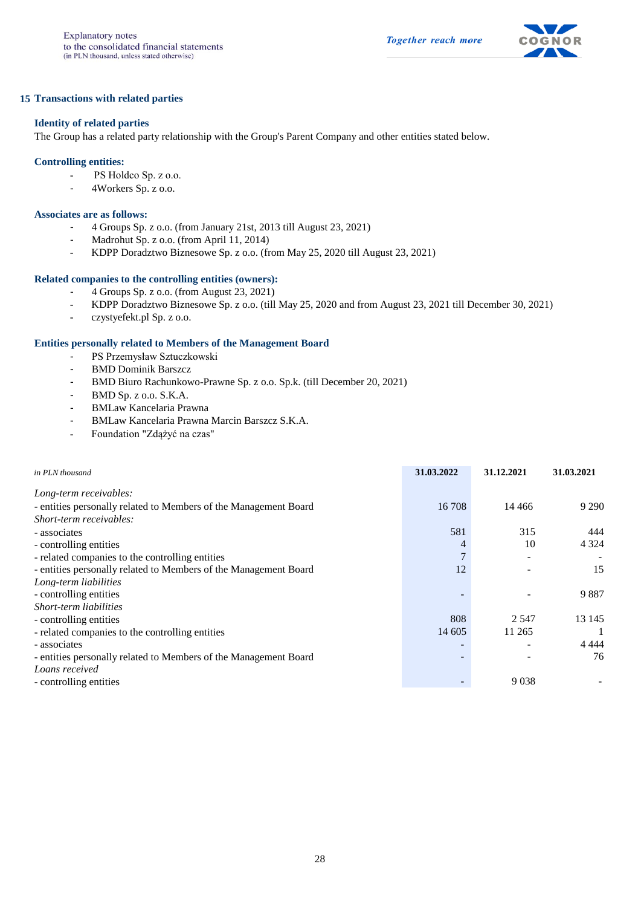## 15 Transactions with related parties

### Identity of related parties

The Group has a related party relationship with the Group's Parent Company and other entities stated below.

### Controlling entities:

- PS Holdco Sp. z o.o.
- 4Workers Sp. z o.o.

### Associates are as follows:

- 4 Groups Sp. z o.o. (from January 21st, 2013 till August 23, 2021)
- Madrohut Sp. z o.o. (from April 11, 2014)
- KDPP Doradztwo Biznesowe Sp. z o.o. (from May 25, 2020 till August 23, 2021)

### Related companies to the controlling entities (owners):

- 4 Groups Sp. z o.o. (from August 23, 2021)
- KDPP Doradztwo Biznesowe Sp. z o.o. (till May 25, 2020 and from August 23, 2021 till December 30, 2021)
- czystyefekt.pl Sp. z o.o.

### Entities personally related to Members of the Management Board

- PS Przemysław Sztuczkowski
- BMD Dominik Barszcz
- BMD Biuro Rachunkowo-Prawne Sp. z o.o. Sp.k. (till December 20, 2021)
- BMD Sp. z o.o. S.K.A.
- BMLaw Kancelaria Prawna
- BMLaw Kancelaria Prawna Marcin Barszcz S.K.A.
- Foundation "Zdążyć na czas"

| *in PLN thousand* | **31.03.2022** | **31.12.2021** | **31.03.2021** |
|---|---|---|---|
| *Long-term receivables:* | | | |
| - entities personally related to Members of the Management Board | 16 708 | 14 466 | 9 290 |
| *Short-term receivables:* | | | |
| - associates | 581 | 315 | 444 |
| - controlling entities | 4 | 10 | 4 324 |
| - related companies to the controlling entities | 7 | - | - |
| - entities personally related to Members of the Management Board | 12 | - | 15 |
| *Long-term liabilities* | | | |
| - controlling entities | - | - | 9 887 |
| *Short-term liabilities* | | | |
| - controlling entities | 808 | 2 547 | 13 145 |
| - related companies to the controlling entities | 14 605 | 11 265 | 1 |
| - associates | - | - | 4 444 |
| - entities personally related to Members of the Management Board | - | - | 76 |
| *Loans received* | | | |
| - controlling entities | - | 9 038 | - |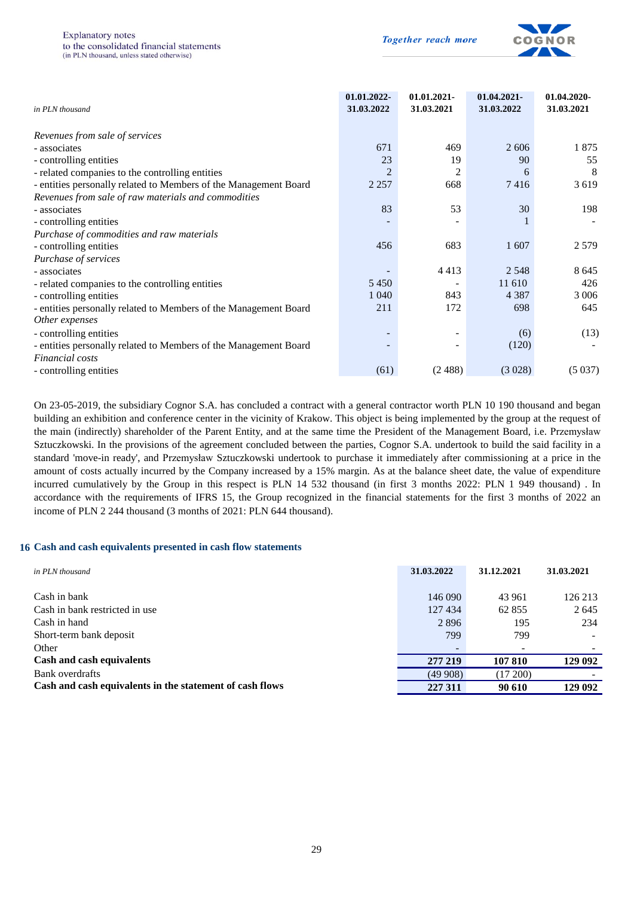| in PLN thousand | 01.01.2022-31.03.2022 | 01.01.2021-31.03.2021 | 01.04.2021-31.03.2022 | 01.04.2020-31.03.2021 |
|---|---|---|---|---|
| *Revenues from sale of services* | | | | |
| - associates | 671 | 469 | 2 606 | 1 875 |
| - controlling entities | 23 | 19 | 90 | 55 |
| - related companies to the controlling entities | 2 | 2 | 6 | 8 |
| - entities personally related to Members of the Management Board | 2 257 | 668 | 7 416 | 3 619 |
| *Revenues from sale of raw materials and commodities* | | | | |
| - associates | 83 | 53 | 30 | 198 |
| - controlling entities | - | - | 1 | - |
| *Purchase of commodities and raw materials* | | | | |
| - controlling entities | 456 | 683 | 1 607 | 2 579 |
| *Purchase of services* | | | | |
| - associates | - | 4 413 | 2 548 | 8 645 |
| - related companies to the controlling entities | 5 450 | - | 11 610 | 426 |
| - controlling entities | 1 040 | 843 | 4 387 | 3 006 |
| - entities personally related to Members of the Management Board | 211 | 172 | 698 | 645 |
| *Other expenses* | | | | |
| - controlling entities | - | - | (6) | (13) |
| - entities personally related to Members of the Management Board | - | - | (120) | - |
| *Financial costs* | | | | |
| - controlling entities | (61) | (2 488) | (3 028) | (5 037) |

On 23-05-2019, the subsidiary Cognor S.A. has concluded a contract with a general contractor worth PLN 10 190 thousand and began building an exhibition and conference center in the vicinity of Krakow. This object is being implemented by the group at the request of the main (indirectly) shareholder of the Parent Entity, and at the same time the President of the Management Board, i.e. Przemysław Sztuczkowski. In the provisions of the agreement concluded between the parties, Cognor S.A. undertook to build the said facility in a standard 'move-in ready', and Przemysław Sztuczkowski undertook to purchase it immediately after commissioning at a price in the amount of costs actually incurred by the Company increased by a 15% margin. As at the balance sheet date, the value of expenditure incurred cumulatively by the Group in this respect is PLN 14 532 thousand (in first 3 months 2022: PLN 1 949 thousand) . In accordance with the requirements of IFRS 15, the Group recognized in the financial statements for the first 3 months of 2022 an income of PLN 2 244 thousand (3 months of 2021: PLN 644 thousand).

## 16 Cash and cash equivalents presented in cash flow statements

| in PLN thousand | 31.03.2022 | 31.12.2021 | 31.03.2021 |
|---|---|---|---|
| Cash in bank | 146 090 | 43 961 | 126 213 |
| Cash in bank restricted in use | 127 434 | 62 855 | 2 645 |
| Cash in hand | 2 896 | 195 | 234 |
| Short-term bank deposit | 799 | 799 | - |
| Other | - | - | - |
| **Cash and cash equivalents** | **277 219** | **107 810** | **129 092** |
| Bank overdrafts | (49 908) | (17 200) | - |
| **Cash and cash equivalents in the statement of cash flows** | **227 311** | **90 610** | **129 092** |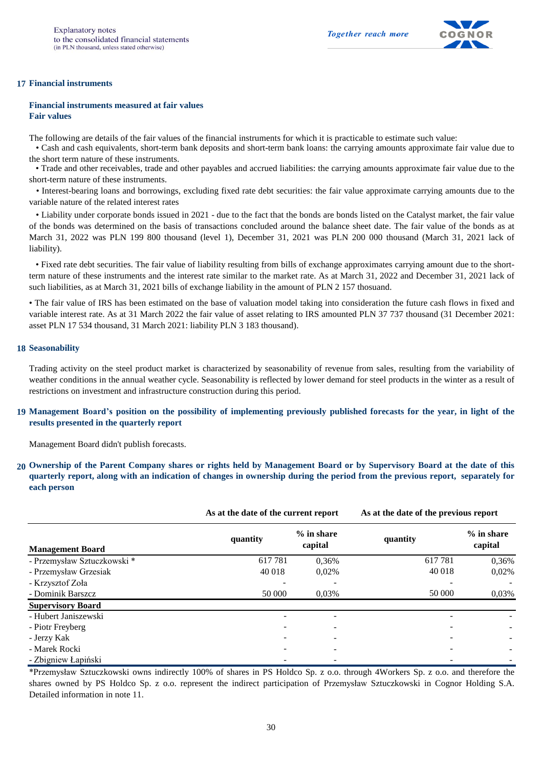## 17 Financial instruments

**Financial instruments measured at fair values**
**Fair values**

The following are details of the fair values of the financial instruments for which it is practicable to estimate such value:

- Cash and cash equivalents, short-term bank deposits and short-term bank loans: the carrying amounts approximate fair value due to the short term nature of these instruments.
- Trade and other receivables, trade and other payables and accrued liabilities: the carrying amounts approximate fair value due to the short-term nature of these instruments.
- Interest-bearing loans and borrowings, excluding fixed rate debt securities: the fair value approximate carrying amounts due to the variable nature of the related interest rates
- Liability under corporate bonds issued in 2021 - due to the fact that the bonds are bonds listed on the Catalyst market, the fair value of the bonds was determined on the basis of transactions concluded around the balance sheet date. The fair value of the bonds as at March 31, 2022 was PLN 199 800 thousand (level 1), December 31, 2021 was PLN 200 000 thousand (March 31, 2021 lack of liability).
- Fixed rate debt securities. The fair value of liability resulting from bills of exchange approximates carrying amount due to the short-term nature of these instruments and the interest rate similar to the market rate. As at March 31, 2022 and December 31, 2021 lack of such liabilities, as at March 31, 2021 bills of exchange liability in the amount of PLN 2 157 thosuand.
- The fair value of IRS has been estimated on the base of valuation model taking into consideration the future cash flows in fixed and variable interest rate. As at 31 March 2022 the fair value of asset relating to IRS amounted PLN 37 737 thousand (31 December 2021: asset PLN 17 534 thousand, 31 March 2021: liability PLN 3 183 thousand).

## 18 Seasonability

Trading activity on the steel product market is characterized by seasonability of revenue from sales, resulting from the variability of weather conditions in the annual weather cycle. Seasonability is reflected by lower demand for steel products in the winter as a result of restrictions on investment and infrastructure construction during this period.

## 19 Management Board's position on the possibility of implementing previously published forecasts for the year, in light of the results presented in the quarterly report

Management Board didn't publish forecasts.

## 20 Ownership of the Parent Company shares or rights held by Management Board or by Supervisory Board at the date of this quarterly report, along with an indication of changes in ownership during the period from the previous report, separately for each person

| | As at the date of the current report | | As at the date of the previous report | |
|---|---|---|---|---|
| **Management Board** | **quantity** | **% in share capital** | **quantity** | **% in share capital** |
| - Przemysław Sztuczkowski * | 617 781 | 0,36% | 617 781 | 0,36% |
| - Przemysław Grzesiak | 40 018 | 0,02% | 40 018 | 0,02% |
| - Krzysztof Zoła | - | - | - | - |
| - Dominik Barszcz | 50 000 | 0,03% | 50 000 | 0,03% |
| **Supervisory Board** | | | | |
| - Hubert Janiszewski | - | - | - | - |
| - Piotr Freyberg | - | - | - | - |
| - Jerzy Kak | - | - | - | - |
| - Marek Rocki | - | - | - | - |
| - Zbigniew Łapiński | - | - | - | - |

*Przemysław Sztuczkowski owns indirectly 100% of shares in PS Holdco Sp. z o.o. through 4Workers Sp. z o.o. and therefore the shares owned by PS Holdco Sp. z o.o. represent the indirect participation of Przemysław Sztuczkowski in Cognor Holding S.A. Detailed information in note 11.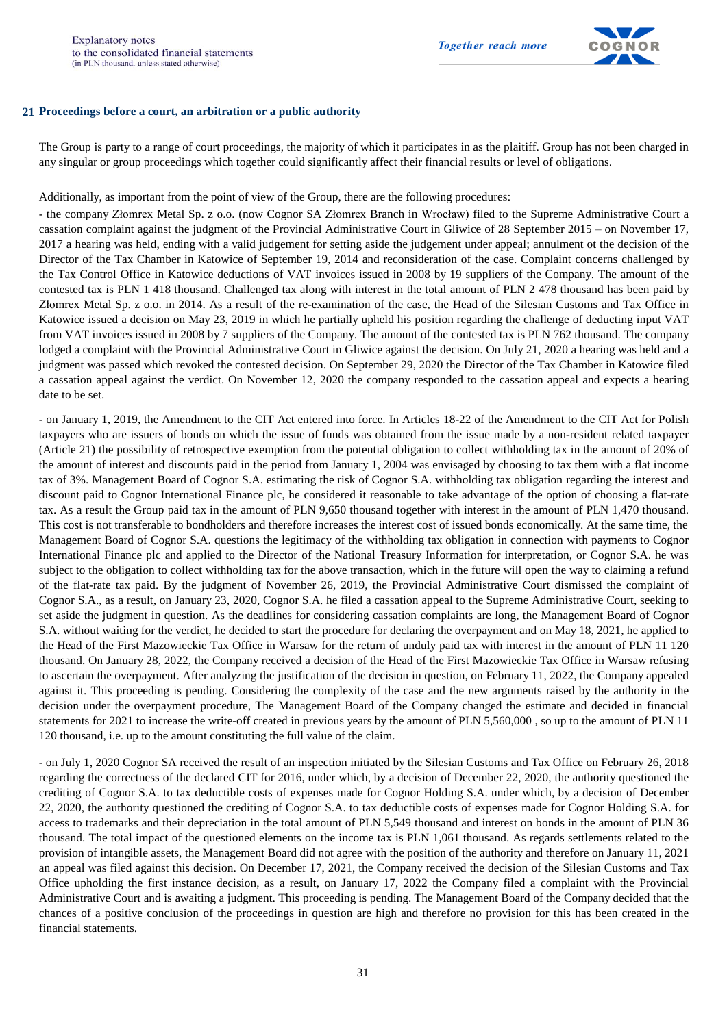## 21 Proceedings before a court, an arbitration or a public authority

The Group is party to a range of court proceedings, the majority of which it participates in as the plaintiff. Group has not been charged in any singular or group proceedings which together could significantly affect their financial results or level of obligations.

Additionally, as important from the point of view of the Group, there are the following procedures:

- the company Złomrex Metal Sp. z o.o. (now Cognor SA Złomrex Branch in Wrocław) filed to the Supreme Administrative Court a cassation complaint against the judgment of the Provincial Administrative Court in Gliwice of 28 September 2015 – on November 17, 2017 a hearing was held, ending with a valid judgement for setting aside the judgement under appeal; annulment ot the decision of the Director of the Tax Chamber in Katowice of September 19, 2014 and reconsideration of the case. Complaint concerns challenged by the Tax Control Office in Katowice deductions of VAT invoices issued in 2008 by 19 suppliers of the Company. The amount of the contested tax is PLN 1 418 thousand. Challenged tax along with interest in the total amount of PLN 2 478 thousand has been paid by Złomrex Metal Sp. z o.o. in 2014. As a result of the re-examination of the case, the Head of the Silesian Customs and Tax Office in Katowice issued a decision on May 23, 2019 in which he partially upheld his position regarding the challenge of deducting input VAT from VAT invoices issued in 2008 by 7 suppliers of the Company. The amount of the contested tax is PLN 762 thousand. The company lodged a complaint with the Provincial Administrative Court in Gliwice against the decision. On July 21, 2020 a hearing was held and a judgment was passed which revoked the contested decision. On September 29, 2020 the Director of the Tax Chamber in Katowice filed a cassation appeal against the verdict. On November 12, 2020 the company responded to the cassation appeal and expects a hearing date to be set.

- on January 1, 2019, the Amendment to the CIT Act entered into force. In Articles 18-22 of the Amendment to the CIT Act for Polish taxpayers who are issuers of bonds on which the issue of funds was obtained from the issue made by a non-resident related taxpayer (Article 21) the possibility of retrospective exemption from the potential obligation to collect withholding tax in the amount of 20% of the amount of interest and discounts paid in the period from January 1, 2004 was envisaged by choosing to tax them with a flat income tax of 3%. Management Board of Cognor S.A. estimating the risk of Cognor S.A. withholding tax obligation regarding the interest and discount paid to Cognor International Finance plc, he considered it reasonable to take advantage of the option of choosing a flat-rate tax. As a result the Group paid tax in the amount of PLN 9,650 thousand together with interest in the amount of PLN 1,470 thousand. This cost is not transferable to bondholders and therefore increases the interest cost of issued bonds economically. At the same time, the Management Board of Cognor S.A. questions the legitimacy of the withholding tax obligation in connection with payments to Cognor International Finance plc and applied to the Director of the National Treasury Information for interpretation, or Cognor S.A. he was subject to the obligation to collect withholding tax for the above transaction, which in the future will open the way to claiming a refund of the flat-rate tax paid. By the judgment of November 26, 2019, the Provincial Administrative Court dismissed the complaint of Cognor S.A., as a result, on January 23, 2020, Cognor S.A. he filed a cassation appeal to the Supreme Administrative Court, seeking to set aside the judgment in question. As the deadlines for considering cassation complaints are long, the Management Board of Cognor S.A. without waiting for the verdict, he decided to start the procedure for declaring the overpayment and on May 18, 2021, he applied to the Head of the First Mazowieckie Tax Office in Warsaw for the return of unduly paid tax with interest in the amount of PLN 11 120 thousand. On January 28, 2022, the Company received a decision of the Head of the First Mazowieckie Tax Office in Warsaw refusing to ascertain the overpayment. After analyzing the justification of the decision in question, on February 11, 2022, the Company appealed against it. This proceeding is pending. Considering the complexity of the case and the new arguments raised by the authority in the decision under the overpayment procedure, The Management Board of the Company changed the estimate and decided in financial statements for 2021 to increase the write-off created in previous years by the amount of PLN 5,560,000 , so up to the amount of PLN 11 120 thousand, i.e. up to the amount constituting the full value of the claim.

- on July 1, 2020 Cognor SA received the result of an inspection initiated by the Silesian Customs and Tax Office on February 26, 2018 regarding the correctness of the declared CIT for 2016, under which, by a decision of December 22, 2020, the authority questioned the crediting of Cognor S.A. to tax deductible costs of expenses made for Cognor Holding S.A. under which, by a decision of December 22, 2020, the authority questioned the crediting of Cognor S.A. to tax deductible costs of expenses made for Cognor Holding S.A. for access to trademarks and their depreciation in the total amount of PLN 5,549 thousand and interest on bonds in the amount of PLN 36 thousand. The total impact of the questioned elements on the income tax is PLN 1,061 thousand. As regards settlements related to the provision of intangible assets, the Management Board did not agree with the position of the authority and therefore on January 11, 2021 an appeal was filed against this decision. On December 17, 2021, the Company received the decision of the Silesian Customs and Tax Office upholding the first instance decision, as a result, on January 17, 2022 the Company filed a complaint with the Provincial Administrative Court and is awaiting a judgment. This proceeding is pending. The Management Board of the Company decided that the chances of a positive conclusion of the proceedings in question are high and therefore no provision for this has been created in the financial statements.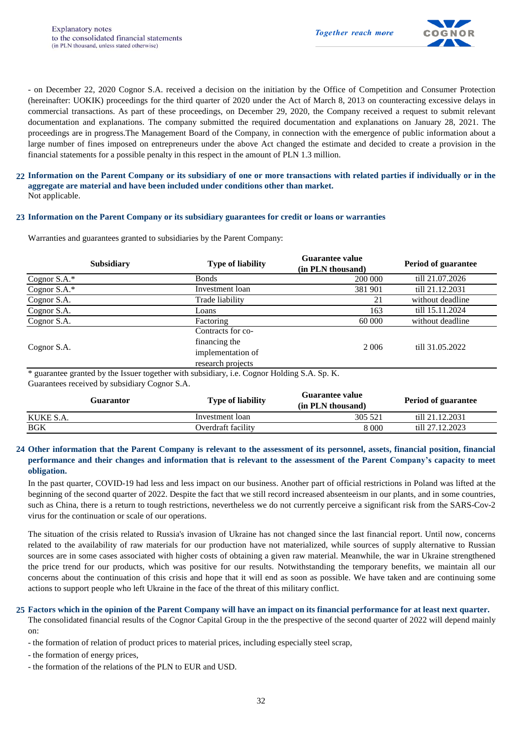- on December 22, 2020 Cognor S.A. received a decision on the initiation by the Office of Competition and Consumer Protection (hereinafter: UOKIK) proceedings for the third quarter of 2020 under the Act of March 8, 2013 on counteracting excessive delays in commercial transactions. As part of these proceedings, on December 29, 2020, the Company received a request to submit relevant documentation and explanations. The company submitted the required documentation and explanations on January 28, 2021. The proceedings are in progress.The Management Board of the Company, in connection with the emergence of public information about a large number of fines imposed on entrepreneurs under the above Act changed the estimate and decided to create a provision in the financial statements for a possible penalty in this respect in the amount of PLN 1.3 million.

## 22 Information on the Parent Company or its subsidiary of one or more transactions with related parties if individually or in the aggregate are material and have been included under conditions other than market.

Not applicable.

## 23 Information on the Parent Company or its subsidiary guarantees for credit or loans or warranties

Warranties and guarantees granted to subsidiaries by the Parent Company:

| Subsidiary | Type of liability | Guarantee value (in PLN thousand) | Period of guarantee |
|---|---|---|---|
| Cognor S.A.* | Bonds | 200 000 | till 21.07.2026 |
| Cognor S.A.* | Investment loan | 381 901 | till 21.12.2031 |
| Cognor S.A. | Trade liability | 21 | without deadline |
| Cognor S.A. | Loans | 163 | till 15.11.2024 |
| Cognor S.A. | Factoring | 60 000 | without deadline |
| Cognor S.A. | Contracts for co-financing the implementation of research projects | 2 006 | till 31.05.2022 |

* guarantee granted by the Issuer together with subsidiary, i.e. Cognor Holding S.A. Sp. K.

Guarantees received by subsidiary Cognor S.A.

| Guarantor | Type of liability | Guarantee value (in PLN thousand) | Period of guarantee |
|---|---|---|---|
| KUKE S.A. | Investment loan | 305 521 | till 21.12.2031 |
| BGK | Overdraft facility | 8 000 | till 27.12.2023 |

## 24 Other information that the Parent Company is relevant to the assessment of its personnel, assets, financial position, financial performance and their changes and information that is relevant to the assessment of the Parent Company's capacity to meet obligation.

In the past quarter, COVID-19 had less and less impact on our business. Another part of official restrictions in Poland was lifted at the beginning of the second quarter of 2022. Despite the fact that we still record increased absenteeism in our plants, and in some countries, such as China, there is a return to tough restrictions, nevertheless we do not currently perceive a significant risk from the SARS-Cov-2 virus for the continuation or scale of our operations.

The situation of the crisis related to Russia's invasion of Ukraine has not changed since the last financial report. Until now, concerns related to the availability of raw materials for our production have not materialized, while sources of supply alternative to Russian sources are in some cases associated with higher costs of obtaining a given raw material. Meanwhile, the war in Ukraine strengthened the price trend for our products, which was positive for our results. Notwithstanding the temporary benefits, we maintain all our concerns about the continuation of this crisis and hope that it will end as soon as possible. We have taken and are continuing some actions to support people who left Ukraine in the face of the threat of this military conflict.

## 25 Factors which in the opinion of the Parent Company will have an impact on its financial performance for at least next quarter.

The consolidated financial results of the Cognor Capital Group in the the prespective of the second quarter of 2022 will depend mainly on:

- the formation of relation of product prices to material prices, including especially steel scrap,
- the formation of energy prices,
- the formation of the relations of the PLN to EUR and USD.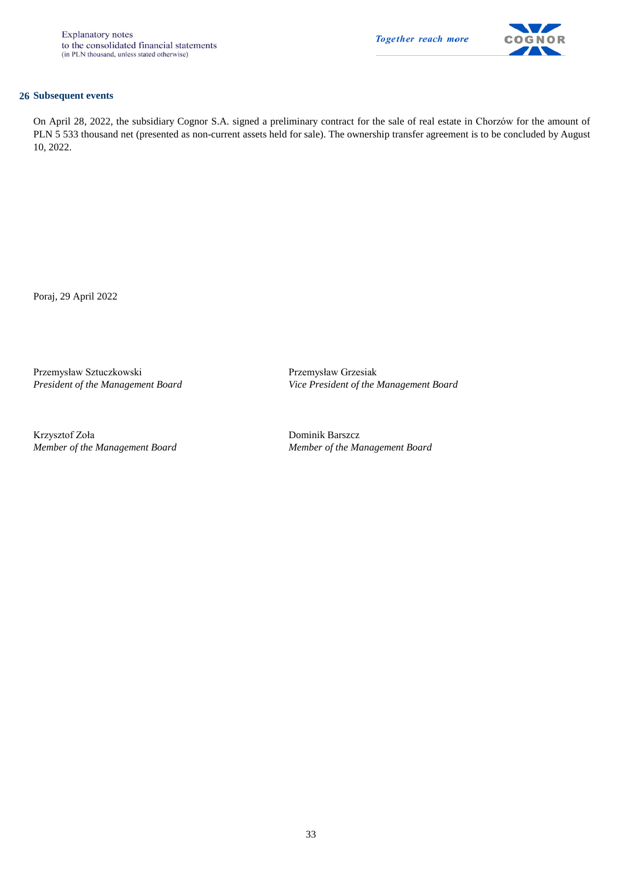## 26 Subsequent events

On April 28, 2022, the subsidiary Cognor S.A. signed a preliminary contract for the sale of real estate in Chorzów for the amount of PLN 5 533 thousand net (presented as non-current assets held for sale). The ownership transfer agreement is to be concluded by August 10, 2022.

Poraj, 29 April 2022

Przemysław Sztuczkowski
*President of the Management Board*

Przemysław Grzesiak
*Vice President of the Management Board*

Krzysztof Zoła
*Member of the Management Board*

Dominik Barszcz
*Member of the Management Board*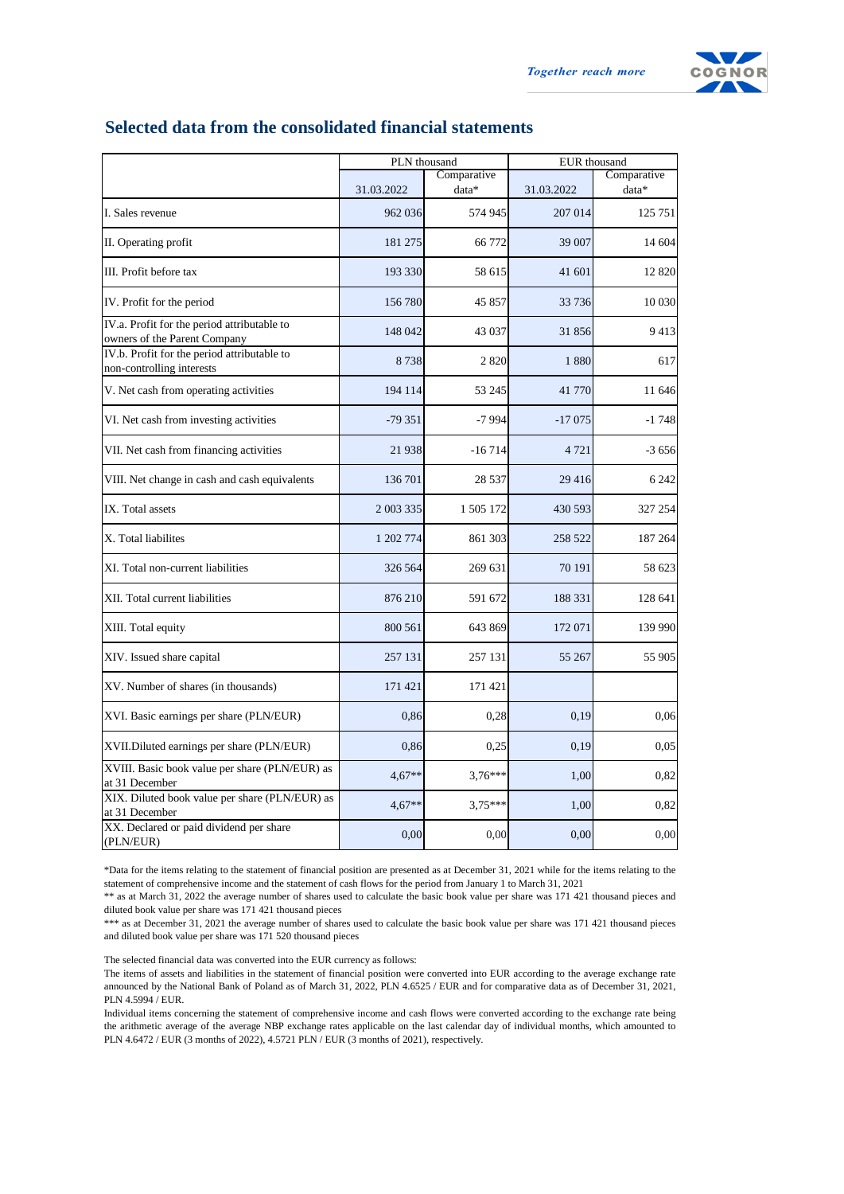## Selected data from the consolidated financial statements

| | PLN thousand | | EUR thousand | |
|---|---|---|---|---|
| | 31.03.2022 | Comparative data* | 31.03.2022 | Comparative data* |
| I. Sales revenue | 962 036 | 574 945 | 207 014 | 125 751 |
| II. Operating profit | 181 275 | 66 772 | 39 007 | 14 604 |
| III. Profit before tax | 193 330 | 58 615 | 41 601 | 12 820 |
| IV. Profit for the period | 156 780 | 45 857 | 33 736 | 10 030 |
| IV.a. Profit for the period attributable to owners of the Parent Company | 148 042 | 43 037 | 31 856 | 9 413 |
| IV.b. Profit for the period attributable to non-controlling interests | 8 738 | 2 820 | 1 880 | 617 |
| V. Net cash from operating activities | 194 114 | 53 245 | 41 770 | 11 646 |
| VI. Net cash from investing activities | -79 351 | -7 994 | -17 075 | -1 748 |
| VII. Net cash from financing activities | 21 938 | -16 714 | 4 721 | -3 656 |
| VIII. Net change in cash and cash equivalents | 136 701 | 28 537 | 29 416 | 6 242 |
| IX. Total assets | 2 003 335 | 1 505 172 | 430 593 | 327 254 |
| X. Total liabilites | 1 202 774 | 861 303 | 258 522 | 187 264 |
| XI. Total non-current liabilities | 326 564 | 269 631 | 70 191 | 58 623 |
| XII. Total current liabilities | 876 210 | 591 672 | 188 331 | 128 641 |
| XIII. Total equity | 800 561 | 643 869 | 172 071 | 139 990 |
| XIV. Issued share capital | 257 131 | 257 131 | 55 267 | 55 905 |
| XV. Number of shares (in thousands) | 171 421 | 171 421 | | |
| XVI. Basic earnings per share (PLN/EUR) | 0,86 | 0,28 | 0,19 | 0,06 |
| XVII.Diluted earnings per share (PLN/EUR) | 0,86 | 0,25 | 0,19 | 0,05 |
| XVIII. Basic book value per share (PLN/EUR) as at 31 December | 4,67** | 3,76*** | 1,00 | 0,82 |
| XIX. Diluted book value per share (PLN/EUR) as at 31 December | 4,67** | 3,75*** | 1,00 | 0,82 |
| XX. Declared or paid dividend per share (PLN/EUR) | 0,00 | 0,00 | 0,00 | 0,00 |

*Data for the items relating to the statement of financial position are presented as at December 31, 2021 while for the items relating to the statement of comprehensive income and the statement of cash flows for the period from January 1 to March 31, 2021

** as at March 31, 2022 the average number of shares used to calculate the basic book value per share was 171 421 thousand pieces and diluted book value per share was 171 421 thousand pieces

*** as at December 31, 2021 the average number of shares used to calculate the basic book value per share was 171 421 thousand pieces and diluted book value per share was 171 520 thousand pieces

The selected financial data was converted into the EUR currency as follows:

The items of assets and liabilities in the statement of financial position were converted into EUR according to the average exchange rate announced by the National Bank of Poland as of March 31, 2022, PLN 4.6525 / EUR and for comparative data as of December 31, 2021, PLN 4.5994 / EUR.

Individual items concerning the statement of comprehensive income and cash flows were converted according to the exchange rate being the arithmetic average of the average NBP exchange rates applicable on the last calendar day of individual months, which amounted to PLN 4.6472 / EUR (3 months of 2022), 4.5721 PLN / EUR (3 months of 2021), respectively.